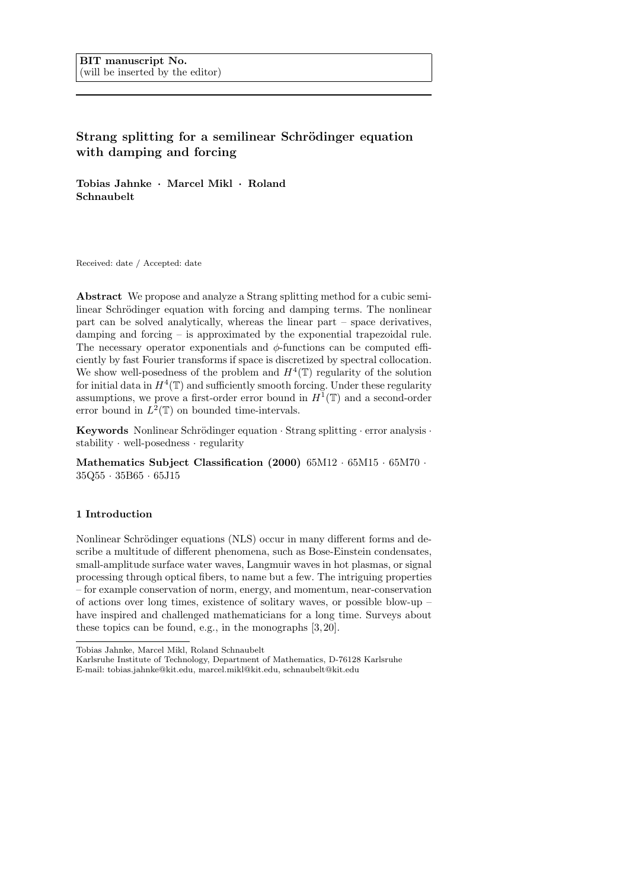**BIT manuscript No.**
(will be inserted by the editor)

# Strang splitting for a semilinear Schrödinger equation with damping and forcing

**Tobias Jahnke · Marcel Mikl · Roland Schnaubelt**

Received: date / Accepted: date

**Abstract** We propose and analyze a Strang splitting method for a cubic semilinear Schrödinger equation with forcing and damping terms. The nonlinear part can be solved analytically, whereas the linear part – space derivatives, damping and forcing – is approximated by the exponential trapezoidal rule. The necessary operator exponentials and $\phi$-functions can be computed efficiently by fast Fourier transforms if space is discretized by spectral collocation. We show well-posedness of the problem and $H^4(\mathbb{T})$ regularity of the solution for initial data in $H^4(\mathbb{T})$ and sufficiently smooth forcing. Under these regularity assumptions, we prove a first-order error bound in $H^1(\mathbb{T})$ and a second-order error bound in $L^2(\mathbb{T})$ on bounded time-intervals.

**Keywords** Nonlinear Schrödinger equation · Strang splitting · error analysis · stability · well-posedness · regularity

**Mathematics Subject Classification (2000)** 65M12 · 65M15 · 65M70 · 35Q55 · 35B65 · 65J15

## 1 Introduction

Nonlinear Schrödinger equations (NLS) occur in many different forms and describe a multitude of different phenomena, such as Bose-Einstein condensates, small-amplitude surface water waves, Langmuir waves in hot plasmas, or signal processing through optical fibers, to name but a few. The intriguing properties – for example conservation of norm, energy, and momentum, near-conservation of actions over long times, existence of solitary waves, or possible blow-up – have inspired and challenged mathematicians for a long time. Surveys about these topics can be found, e.g., in the monographs [3, 20].

Tobias Jahnke, Marcel Mikl, Roland Schnaubelt
Karlsruhe Institute of Technology, Department of Mathematics, D-76128 Karlsruhe
E-mail: tobias.jahnke@kit.edu, marcel.mikl@kit.edu, schnaubelt@kit.edu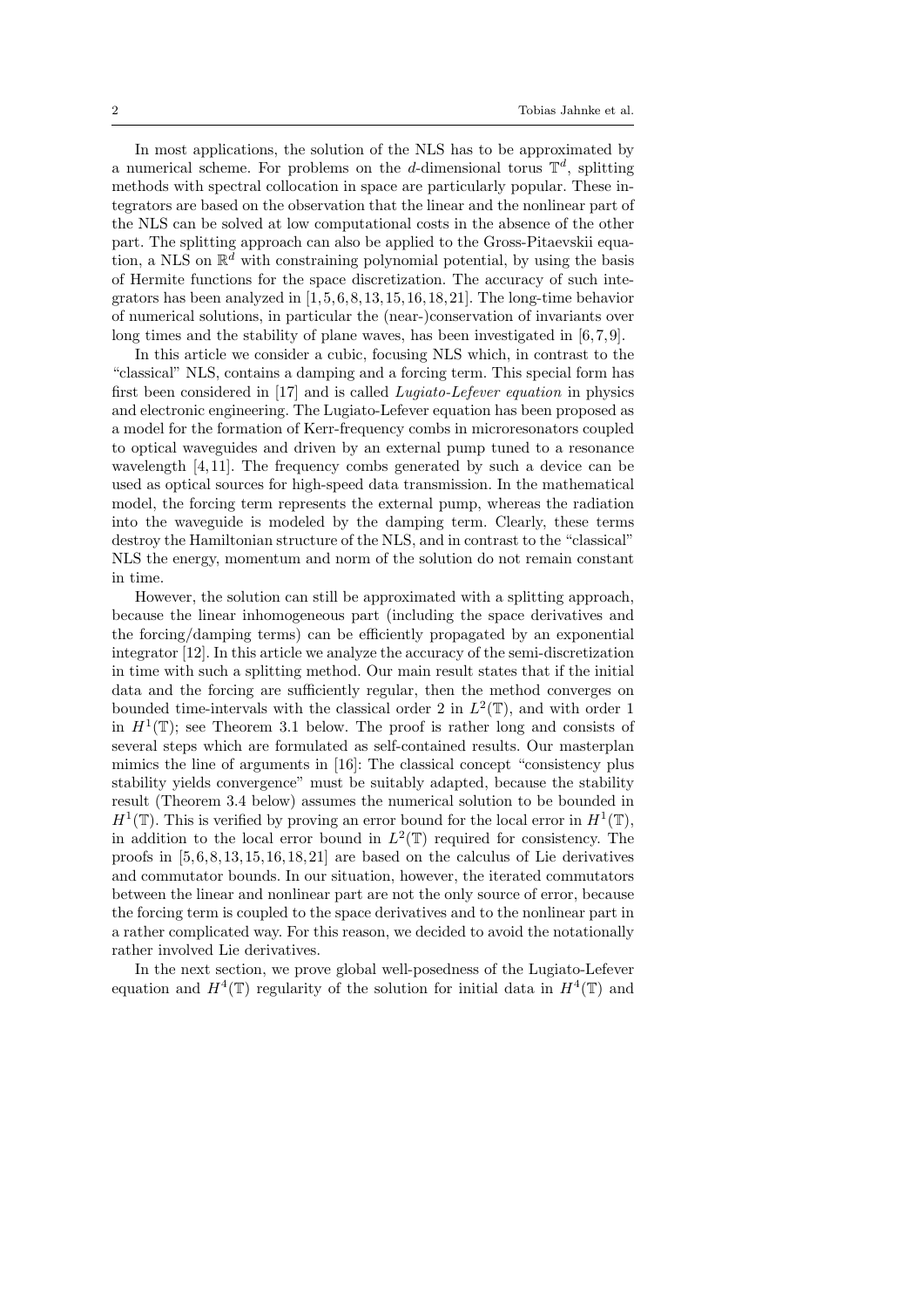In most applications, the solution of the NLS has to be approximated by a numerical scheme. For problems on the $d$-dimensional torus $\mathbb{T}^d$, splitting methods with spectral collocation in space are particularly popular. These integrators are based on the observation that the linear and the nonlinear part of the NLS can be solved at low computational costs in the absence of the other part. The splitting approach can also be applied to the Gross-Pitaevskii equation, a NLS on $\mathbb{R}^d$ with constraining polynomial potential, by using the basis of Hermite functions for the space discretization. The accuracy of such integrators has been analyzed in [1, 5, 6, 8, 13, 15, 16, 18, 21]. The long-time behavior of numerical solutions, in particular the (near-)conservation of invariants over long times and the stability of plane waves, has been investigated in [6, 7, 9].

In this article we consider a cubic, focusing NLS which, in contrast to the "classical" NLS, contains a damping and a forcing term. This special form has first been considered in [17] and is called *Lugiato-Lefever equation* in physics and electronic engineering. The Lugiato-Lefever equation has been proposed as a model for the formation of Kerr-frequency combs in microresonators coupled to optical waveguides and driven by an external pump tuned to a resonance wavelength [4, 11]. The frequency combs generated by such a device can be used as optical sources for high-speed data transmission. In the mathematical model, the forcing term represents the external pump, whereas the radiation into the waveguide is modeled by the damping term. Clearly, these terms destroy the Hamiltonian structure of the NLS, and in contrast to the "classical" NLS the energy, momentum and norm of the solution do not remain constant in time.

However, the solution can still be approximated with a splitting approach, because the linear inhomogeneous part (including the space derivatives and the forcing/damping terms) can be efficiently propagated by an exponential integrator [12]. In this article we analyze the accuracy of the semi-discretization in time with such a splitting method. Our main result states that if the initial data and the forcing are sufficiently regular, then the method converges on bounded time-intervals with the classical order 2 in $L^2(\mathbb{T})$, and with order 1 in $H^1(\mathbb{T})$; see Theorem 3.1 below. The proof is rather long and consists of several steps which are formulated as self-contained results. Our masterplan mimics the line of arguments in [16]: The classical concept "consistency plus stability yields convergence" must be suitably adapted, because the stability result (Theorem 3.4 below) assumes the numerical solution to be bounded in $H^1(\mathbb{T})$. This is verified by proving an error bound for the local error in $H^1(\mathbb{T})$, in addition to the local error bound in $L^2(\mathbb{T})$ required for consistency. The proofs in [5, 6, 8, 13, 15, 16, 18, 21] are based on the calculus of Lie derivatives and commutator bounds. In our situation, however, the iterated commutators between the linear and nonlinear part are not the only source of error, because the forcing term is coupled to the space derivatives and to the nonlinear part in a rather complicated way. For this reason, we decided to avoid the notationally rather involved Lie derivatives.

In the next section, we prove global well-posedness of the Lugiato-Lefever equation and $H^4(\mathbb{T})$ regularity of the solution for initial data in $H^4(\mathbb{T})$ and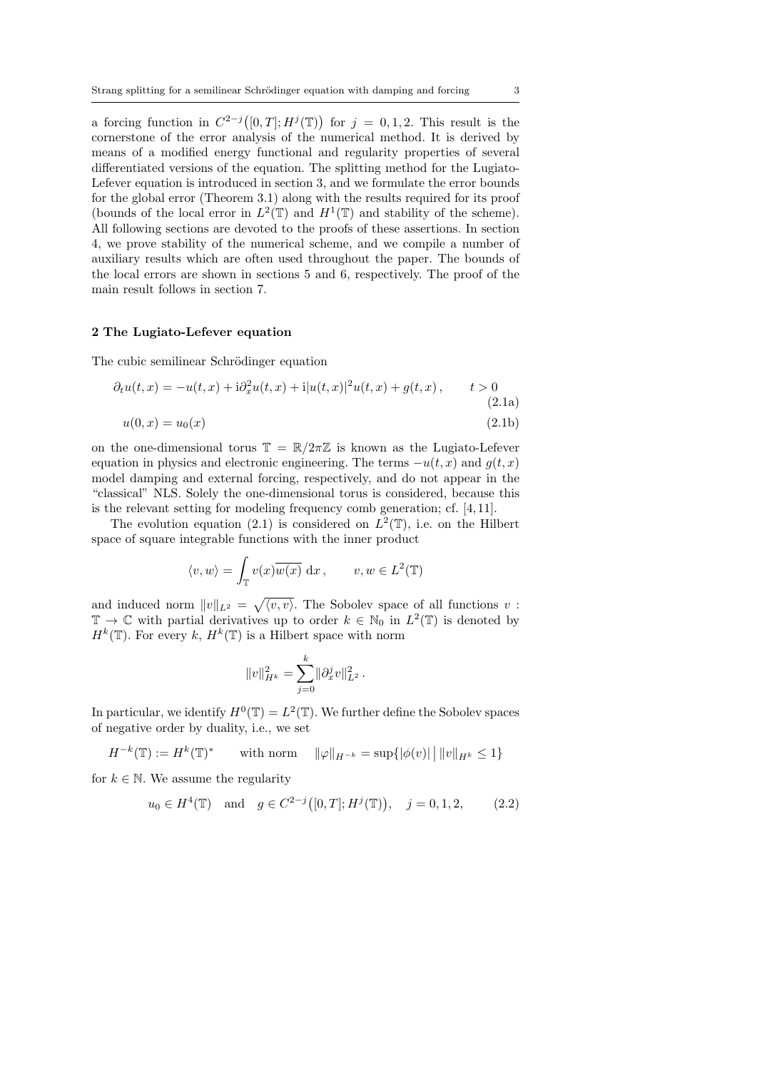a forcing function in $C^{2-j}\big([0,T];H^j(\mathbb{T})\big)$ for $j = 0,1,2$. This result is the cornerstone of the error analysis of the numerical method. It is derived by means of a modified energy functional and regularity properties of several differentiated versions of the equation. The splitting method for the Lugiato-Lefever equation is introduced in section 3, and we formulate the error bounds for the global error (Theorem 3.1) along with the results required for its proof (bounds of the local error in $L^2(\mathbb{T})$ and $H^1(\mathbb{T})$ and stability of the scheme). All following sections are devoted to the proofs of these assertions. In section 4, we prove stability of the numerical scheme, and we compile a number of auxiliary results which are often used throughout the paper. The bounds of the local errors are shown in sections 5 and 6, respectively. The proof of the main result follows in section 7.

## 2 The Lugiato-Lefever equation

The cubic semilinear Schrödinger equation

$$\partial_t u(t,x) = -u(t,x) + \mathrm{i}\partial_x^2 u(t,x) + \mathrm{i}|u(t,x)|^2 u(t,x) + g(t,x)\,, \qquad t>0 \tag{2.1a}$$

$$u(0,x) = u_0(x) \tag{2.1b}$$

on the one-dimensional torus $\mathbb{T} = \mathbb{R}/2\pi\mathbb{Z}$ is known as the Lugiato-Lefever equation in physics and electronic engineering. The terms $-u(t,x)$ and $g(t,x)$ model damping and external forcing, respectively, and do not appear in the "classical" NLS. Solely the one-dimensional torus is considered, because this is the relevant setting for modeling frequency comb generation; cf. [4,11].

The evolution equation (2.1) is considered on $L^2(\mathbb{T})$, i.e. on the Hilbert space of square integrable functions with the inner product

$$\langle v,w\rangle = \int_{\mathbb{T}} v(x)\overline{w(x)}\;\mathrm{d}x\,, \qquad v,w\in L^2(\mathbb{T})$$

and induced norm $\|v\|_{L^2} = \sqrt{\langle v,v\rangle}$. The Sobolev space of all functions $v:\mathbb{T}\to\mathbb{C}$ with partial derivatives up to order $k\in\mathbb{N}_0$ in $L^2(\mathbb{T})$ is denoted by $H^k(\mathbb{T})$. For every $k$, $H^k(\mathbb{T})$ is a Hilbert space with norm

$$\|v\|_{H^k}^2 = \sum_{j=0}^{k} \|\partial_x^j v\|_{L^2}^2\,.$$

In particular, we identify $H^0(\mathbb{T}) = L^2(\mathbb{T})$. We further define the Sobolev spaces of negative order by duality, i.e., we set

$$H^{-k}(\mathbb{T}) := H^k(\mathbb{T})^* \qquad \text{with norm} \qquad \|\varphi\|_{H^{-k}} = \sup\{|\phi(v)|\,\big|\,\|v\|_{H^k}\le 1\}$$

for $k\in\mathbb{N}$. We assume the regularity

$$u_0\in H^4(\mathbb{T}) \quad \text{and} \quad g\in C^{2-j}\big([0,T];H^j(\mathbb{T})\big), \quad j=0,1,2, \tag{2.2}$$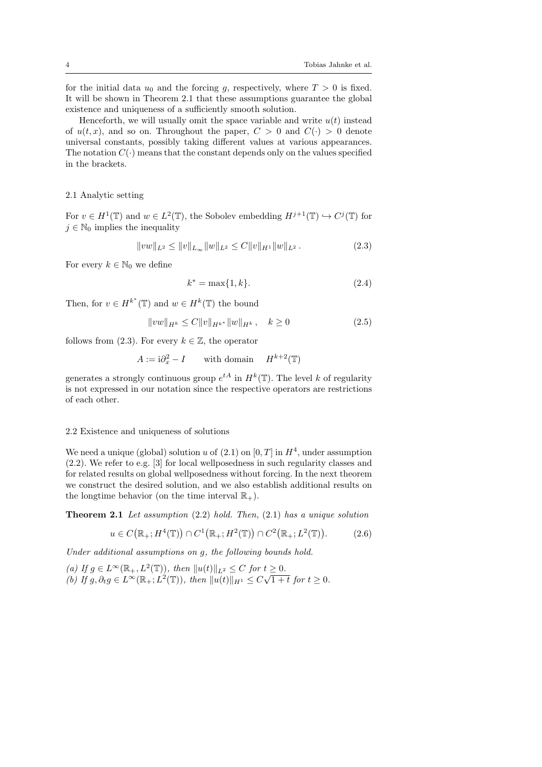for the initial data $u_0$ and the forcing $g$, respectively, where $T > 0$ is fixed. It will be shown in Theorem 2.1 that these assumptions guarantee the global existence and uniqueness of a sufficiently smooth solution.

Henceforth, we will usually omit the space variable and write $u(t)$ instead of $u(t, x)$, and so on. Throughout the paper, $C > 0$ and $C(\cdot) > 0$ denote universal constants, possibly taking different values at various appearances. The notation $C(\cdot)$ means that the constant depends only on the values specified in the brackets.

### 2.1 Analytic setting

For $v \in H^1(\mathbb{T})$ and $w \in L^2(\mathbb{T})$, the Sobolev embedding $H^{j+1}(\mathbb{T}) \hookrightarrow C^j(\mathbb{T})$ for $j \in \mathbb{N}_0$ implies the inequality

$$\|vw\|_{L^2} \le \|v\|_{L_\infty} \|w\|_{L^2} \le C \|v\|_{H^1} \|w\|_{L^2} \,. \tag{2.3}$$

For every $k \in \mathbb{N}_0$ we define

$$k^* = \max\{1, k\}. \tag{2.4}$$

Then, for $v \in H^{k^*}(\mathbb{T})$ and $w \in H^k(\mathbb{T})$ the bound

$$\|vw\|_{H^k} \le C \|v\|_{H^{k^*}} \|w\|_{H^k} \,, \quad k \ge 0 \tag{2.5}$$

follows from (2.3). For every $k \in \mathbb{Z}$, the operator

$$A := \mathrm{i}\partial_x^2 - I \qquad \text{with domain} \quad H^{k+2}(\mathbb{T})$$

generates a strongly continuous group $e^{tA}$ in $H^k(\mathbb{T})$. The level $k$ of regularity is not expressed in our notation since the respective operators are restrictions of each other.

### 2.2 Existence and uniqueness of solutions

We need a unique (global) solution $u$ of (2.1) on $[0, T]$ in $H^4$, under assumption (2.2). We refer to e.g. [3] for local wellposedness in such regularity classes and for related results on global wellposedness without forcing. In the next theorem we construct the desired solution, and we also establish additional results on the longtime behavior (on the time interval $\mathbb{R}_+$).

**Theorem 2.1** *Let assumption* (2.2) *hold. Then,* (2.1) *has a unique solution*

$$u \in C\big(\mathbb{R}_+; H^4(\mathbb{T})\big) \cap C^1\big(\mathbb{R}_+; H^2(\mathbb{T})\big) \cap C^2\big(\mathbb{R}_+; L^2(\mathbb{T})\big). \tag{2.6}$$

*Under additional assumptions on $g$, the following bounds hold.*

*(a) If $g \in L^\infty(\mathbb{R}_+, L^2(\mathbb{T}))$, then $\|u(t)\|_{L^2} \le C$ for $t \ge 0$.*
*(b) If $g, \partial_t g \in L^\infty(\mathbb{R}_+; L^2(\mathbb{T}))$, then $\|u(t)\|_{H^1} \le C\sqrt{1+t}$ for $t \ge 0$.*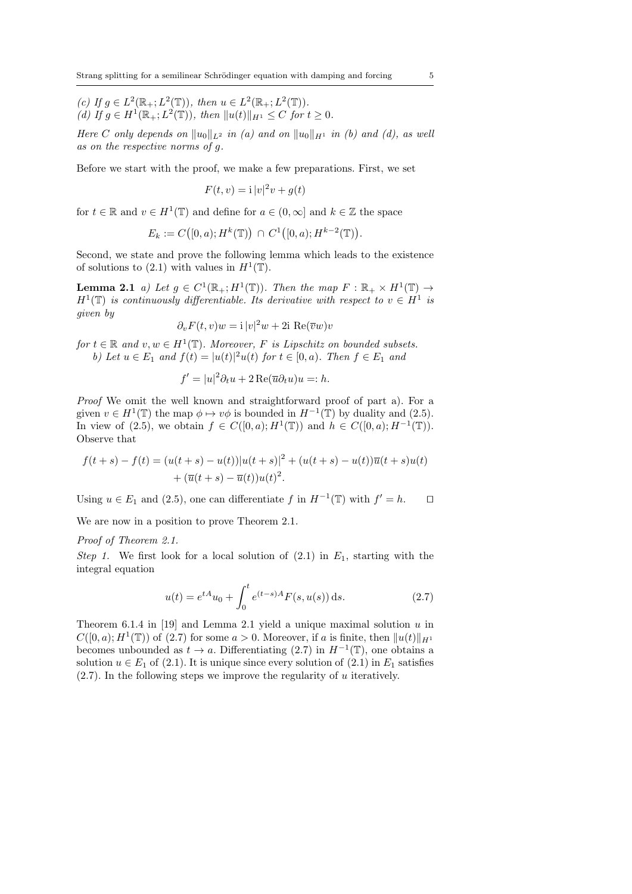*(c) If $g \in L^2(\mathbb{R}_+; L^2(\mathbb{T}))$, then $u \in L^2(\mathbb{R}_+; L^2(\mathbb{T}))$.*
*(d) If $g \in H^1(\mathbb{R}_+; L^2(\mathbb{T}))$, then $\|u(t)\|_{H^1} \le C$ for $t \ge 0$.*

*Here $C$ only depends on $\|u_0\|_{L^2}$ in (a) and on $\|u_0\|_{H^1}$ in (b) and (d), as well as on the respective norms of $g$.*

Before we start with the proof, we make a few preparations. First, we set

$$F(t, v) = \mathrm{i}\,|v|^2 v + g(t)$$

for $t \in \mathbb{R}$ and $v \in H^1(\mathbb{T})$ and define for $a \in (0, \infty]$ and $k \in \mathbb{Z}$ the space

$$E_k := C\big([0, a); H^k(\mathbb{T})\big) \cap C^1\big([0, a); H^{k-2}(\mathbb{T})\big).$$

Second, we state and prove the following lemma which leads to the existence of solutions to (2.1) with values in $H^1(\mathbb{T})$.

**Lemma 2.1** *a) Let $g \in C^1(\mathbb{R}_+; H^1(\mathbb{T}))$. Then the map $F : \mathbb{R}_+ \times H^1(\mathbb{T}) \to H^1(\mathbb{T})$ is continuously differentiable. Its derivative with respect to $v \in H^1$ is given by*

$$\partial_v F(t, v)w = \mathrm{i}\,|v|^2 w + 2\mathrm{i}\ \mathrm{Re}(\overline{v}w)v$$

*for $t \in \mathbb{R}$ and $v, w \in H^1(\mathbb{T})$. Moreover, $F$ is Lipschitz on bounded subsets.*
*b) Let $u \in E_1$ and $f(t) = |u(t)|^2 u(t)$ for $t \in [0, a)$. Then $f \in E_1$ and*

$$f' = |u|^2 \partial_t u + 2\,\mathrm{Re}(\overline{u}\partial_t u)u =: h.$$

*Proof* We omit the well known and straightforward proof of part a). For a given $v \in H^1(\mathbb{T})$ the map $\phi \mapsto v\phi$ is bounded in $H^{-1}(\mathbb{T})$ by duality and (2.5). In view of (2.5), we obtain $f \in C([0, a); H^1(\mathbb{T}))$ and $h \in C([0, a); H^{-1}(\mathbb{T}))$. Observe that

$$\begin{aligned} f(t+s) - f(t) = (u(t+s) - u(t))|u(t+s)|^2 + (u(t+s) - u(t))\overline{u}(t+s)u(t) \\ + (\overline{u}(t+s) - \overline{u}(t))u(t)^2. \end{aligned}$$

Using $u \in E_1$ and (2.5), one can differentiate $f$ in $H^{-1}(\mathbb{T})$ with $f' = h$. $\square$

We are now in a position to prove Theorem 2.1.

*Proof of Theorem 2.1.*

*Step 1.* We first look for a local solution of (2.1) in $E_1$, starting with the integral equation

$$u(t) = e^{tA}u_0 + \int_0^t e^{(t-s)A} F(s, u(s))\,\mathrm{d}s. \tag{2.7}$$

Theorem 6.1.4 in [19] and Lemma 2.1 yield a unique maximal solution $u$ in $C([0, a); H^1(\mathbb{T}))$ of (2.7) for some $a > 0$. Moreover, if $a$ is finite, then $\|u(t)\|_{H^1}$ becomes unbounded as $t \to a$. Differentiating (2.7) in $H^{-1}(\mathbb{T})$, one obtains a solution $u \in E_1$ of (2.1). It is unique since every solution of (2.1) in $E_1$ satisfies (2.7). In the following steps we improve the regularity of $u$ iteratively.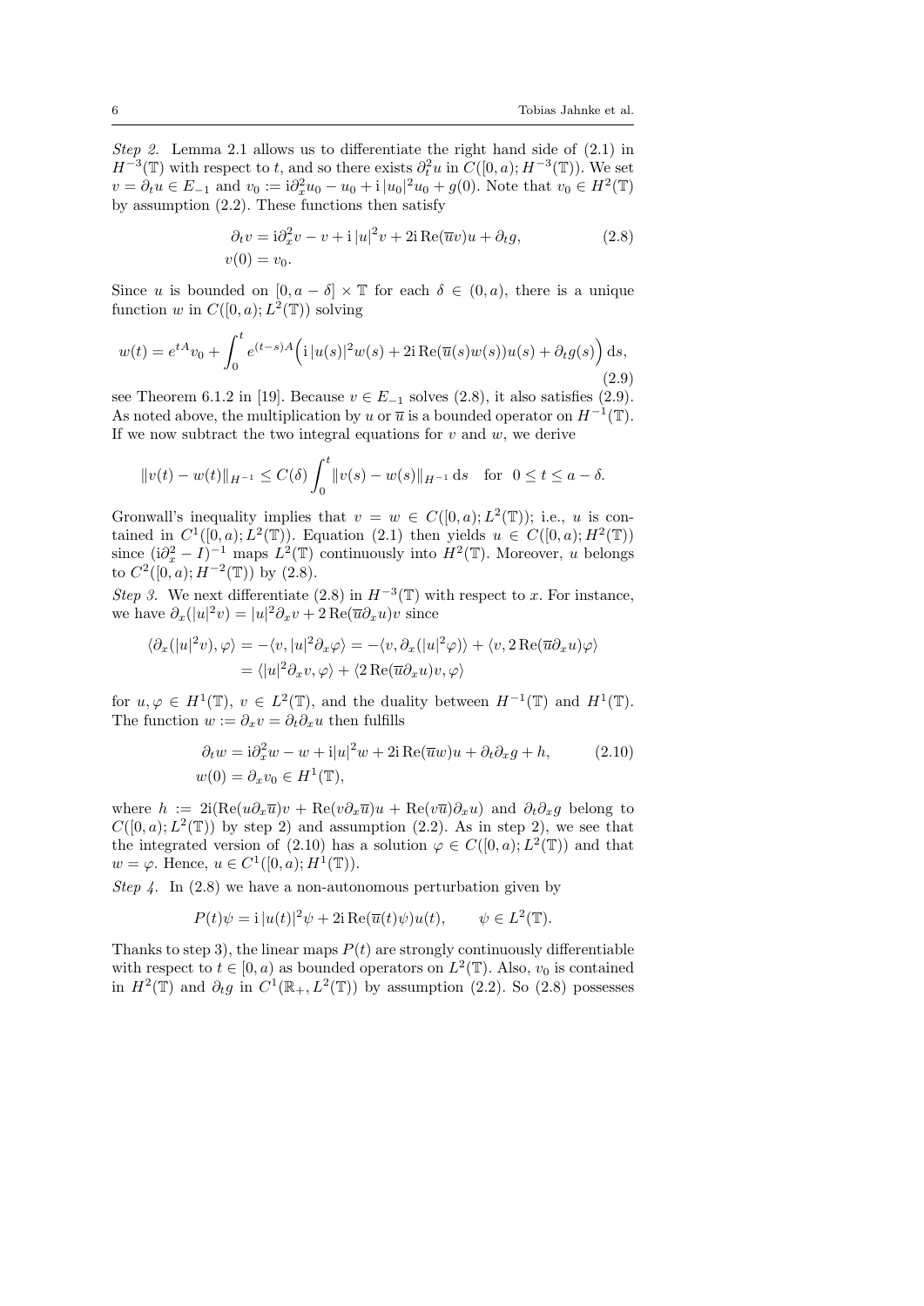*Step 2.* Lemma 2.1 allows us to differentiate the right hand side of (2.1) in $H^{-3}(\mathbb{T})$ with respect to $t$, and so there exists $\partial_t^2 u$ in $C([0,a);H^{-3}(\mathbb{T}))$. We set $v = \partial_t u \in E_{-1}$ and $v_0 := \mathrm{i}\partial_x^2 u_0 - u_0 + \mathrm{i}\,|u_0|^2 u_0 + g(0)$. Note that $v_0 \in H^2(\mathbb{T})$ by assumption (2.2). These functions then satisfy

$$
\begin{aligned}
\partial_t v &= \mathrm{i}\partial_x^2 v - v + \mathrm{i}\,|u|^2 v + 2\mathrm{i}\,\mathrm{Re}(\overline{u}v)u + \partial_t g, \\
v(0) &= v_0.
\end{aligned}
\tag{2.8}
$$

Since $u$ is bounded on $[0,a-\delta]\times\mathbb{T}$ for each $\delta\in(0,a)$, there is a unique function $w$ in $C([0,a);L^2(\mathbb{T}))$ solving

$$
w(t) = e^{tA}v_0 + \int_0^t e^{(t-s)A}\Big(\mathrm{i}\,|u(s)|^2 w(s) + 2\mathrm{i}\,\mathrm{Re}(\overline{u}(s)w(s))u(s) + \partial_t g(s)\Big)\,\mathrm{d}s,
\tag{2.9}
$$

see Theorem 6.1.2 in [19]. Because $v\in E_{-1}$ solves (2.8), it also satisfies (2.9). As noted above, the multiplication by $u$ or $\overline{u}$ is a bounded operator on $H^{-1}(\mathbb{T})$. If we now subtract the two integral equations for $v$ and $w$, we derive

$$
\|v(t)-w(t)\|_{H^{-1}} \le C(\delta)\int_0^t \|v(s)-w(s)\|_{H^{-1}}\,\mathrm{d}s \quad \text{for} \quad 0\le t\le a-\delta.
$$

Gronwall's inequality implies that $v = w \in C([0,a);L^2(\mathbb{T}))$; i.e., $u$ is contained in $C^1([0,a);L^2(\mathbb{T}))$. Equation (2.1) then yields $u\in C([0,a);H^2(\mathbb{T}))$ since $(\mathrm{i}\partial_x^2 - I)^{-1}$ maps $L^2(\mathbb{T})$ continuously into $H^2(\mathbb{T})$. Moreover, $u$ belongs to $C^2([0,a);H^{-2}(\mathbb{T}))$ by (2.8).

*Step 3.* We next differentiate (2.8) in $H^{-3}(\mathbb{T})$ with respect to $x$. For instance, we have $\partial_x(|u|^2 v) = |u|^2\partial_x v + 2\,\mathrm{Re}(\overline{u}\partial_x u)v$ since

$$
\begin{aligned}
\langle \partial_x(|u|^2 v),\varphi\rangle &= -\langle v, |u|^2\partial_x\varphi\rangle = -\langle v,\partial_x(|u|^2\varphi)\rangle + \langle v, 2\,\mathrm{Re}(\overline{u}\partial_x u)\varphi\rangle \\
&= \langle |u|^2\partial_x v,\varphi\rangle + \langle 2\,\mathrm{Re}(\overline{u}\partial_x u)v,\varphi\rangle
\end{aligned}
$$

for $u,\varphi\in H^1(\mathbb{T})$, $v\in L^2(\mathbb{T})$, and the duality between $H^{-1}(\mathbb{T})$ and $H^1(\mathbb{T})$. The function $w := \partial_x v = \partial_t\partial_x u$ then fulfills

$$
\begin{aligned}
\partial_t w &= \mathrm{i}\partial_x^2 w - w + \mathrm{i}|u|^2 w + 2\mathrm{i}\,\mathrm{Re}(\overline{u}w)u + \partial_t\partial_x g + h, \\
w(0) &= \partial_x v_0 \in H^1(\mathbb{T}),
\end{aligned}
\tag{2.10}
$$

where $h := 2\mathrm{i}(\mathrm{Re}(u\partial_x\overline{u})v + \mathrm{Re}(v\partial_x\overline{u})u + \mathrm{Re}(v\overline{u})\partial_x u)$ and $\partial_t\partial_x g$ belong to $C([0,a);L^2(\mathbb{T}))$ by step 2) and assumption (2.2). As in step 2), we see that the integrated version of (2.10) has a solution $\varphi\in C([0,a);L^2(\mathbb{T}))$ and that $w=\varphi$. Hence, $u\in C^1([0,a);H^1(\mathbb{T}))$.

*Step 4.* In (2.8) we have a non-autonomous perturbation given by

$$
P(t)\psi = \mathrm{i}\,|u(t)|^2\psi + 2\mathrm{i}\,\mathrm{Re}(\overline{u}(t)\psi)u(t), \qquad \psi\in L^2(\mathbb{T}).
$$

Thanks to step 3), the linear maps $P(t)$ are strongly continuously differentiable with respect to $t\in[0,a)$ as bounded operators on $L^2(\mathbb{T})$. Also, $v_0$ is contained in $H^2(\mathbb{T})$ and $\partial_t g$ in $C^1(\mathbb{R}_+,L^2(\mathbb{T}))$ by assumption (2.2). So (2.8) possesses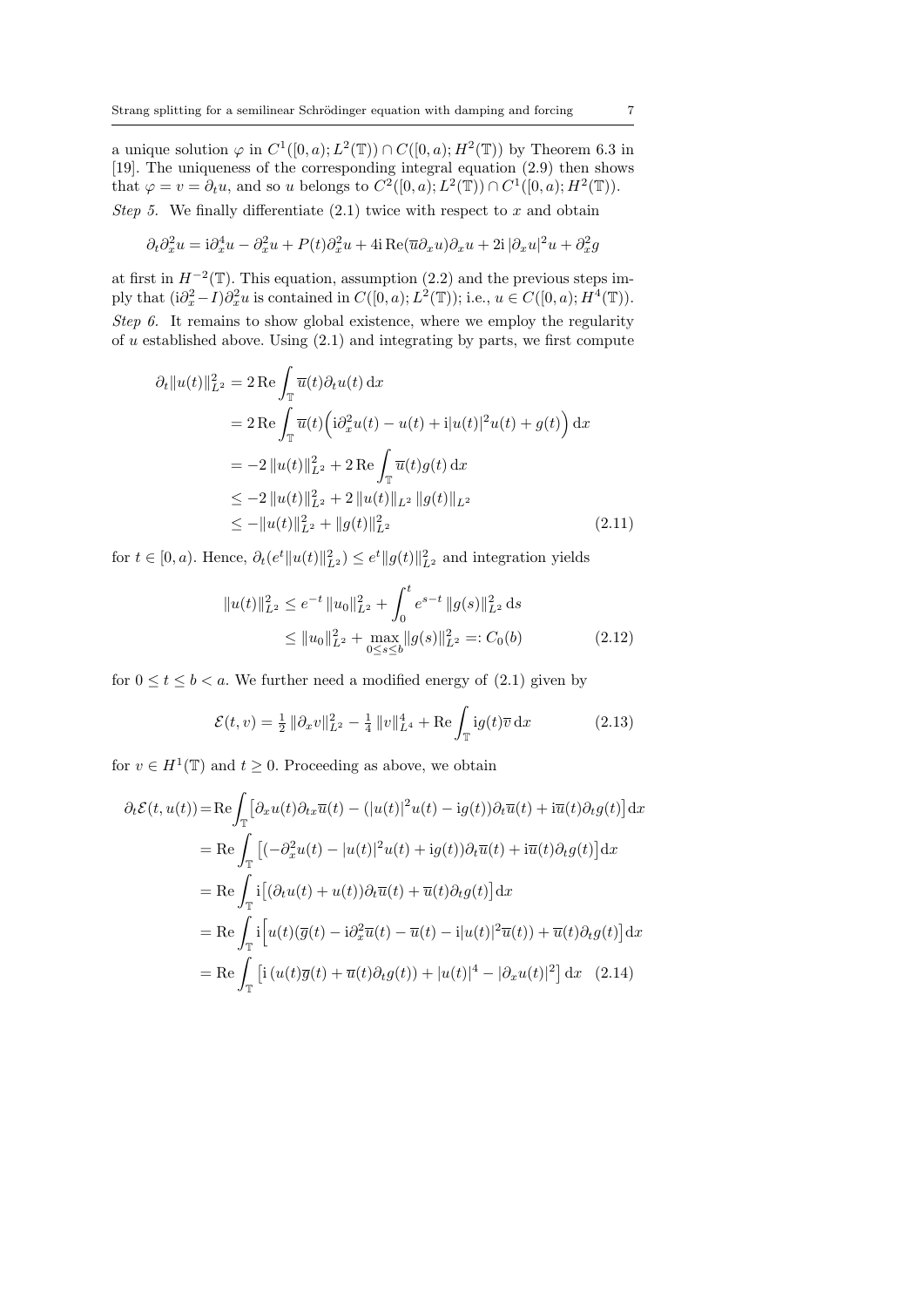a unique solution $\varphi$ in $C^1([0,a);L^2(\mathbb{T})) \cap C([0,a);H^2(\mathbb{T}))$ by Theorem 6.3 in [19]. The uniqueness of the corresponding integral equation (2.9) then shows that $\varphi = v = \partial_t u$, and so $u$ belongs to $C^2([0,a);L^2(\mathbb{T})) \cap C^1([0,a);H^2(\mathbb{T}))$.

*Step 5.* We finally differentiate (2.1) twice with respect to $x$ and obtain

$$\partial_t \partial_x^2 u = \mathrm{i}\partial_x^4 u - \partial_x^2 u + P(t)\partial_x^2 u + 4\mathrm{i}\,\mathrm{Re}(\overline{u}\partial_x u)\partial_x u + 2\mathrm{i}\,|\partial_x u|^2 u + \partial_x^2 g$$

at first in $H^{-2}(\mathbb{T})$. This equation, assumption (2.2) and the previous steps imply that $(\mathrm{i}\partial_x^2 - I)\partial_x^2 u$ is contained in $C([0,a);L^2(\mathbb{T}))$; i.e., $u \in C([0,a);H^4(\mathbb{T}))$.

*Step 6.* It remains to show global existence, where we employ the regularity of $u$ established above. Using (2.1) and integrating by parts, we first compute

$$\begin{aligned}
\partial_t \|u(t)\|_{L^2}^2 &= 2\,\mathrm{Re}\int_{\mathbb{T}} \overline{u}(t)\partial_t u(t)\,\mathrm{d}x \\
&= 2\,\mathrm{Re}\int_{\mathbb{T}} \overline{u}(t)\Big(\mathrm{i}\partial_x^2 u(t) - u(t) + \mathrm{i}|u(t)|^2 u(t) + g(t)\Big)\,\mathrm{d}x \\
&= -2\,\|u(t)\|_{L^2}^2 + 2\,\mathrm{Re}\int_{\mathbb{T}} \overline{u}(t) g(t)\,\mathrm{d}x \\
&\le -2\,\|u(t)\|_{L^2}^2 + 2\,\|u(t)\|_{L^2}\,\|g(t)\|_{L^2} \\
&\le -\|u(t)\|_{L^2}^2 + \|g(t)\|_{L^2}^2 
\end{aligned} \tag{2.11}$$

for $t \in [0,a)$. Hence, $\partial_t(e^t\|u(t)\|_{L^2}^2) \le e^t\|g(t)\|_{L^2}^2$ and integration yields

$$\begin{aligned}
\|u(t)\|_{L^2}^2 &\le e^{-t}\,\|u_0\|_{L^2}^2 + \int_0^t e^{s-t}\,\|g(s)\|_{L^2}^2\,\mathrm{d}s \\
&\le \|u_0\|_{L^2}^2 + \max_{0\le s\le b}\|g(s)\|_{L^2}^2 =: C_0(b)
\end{aligned} \tag{2.12}$$

for $0 \le t \le b < a$. We further need a modified energy of (2.1) given by

$$\mathcal{E}(t,v) = \tfrac{1}{2}\,\|\partial_x v\|_{L^2}^2 - \tfrac{1}{4}\,\|v\|_{L^4}^4 + \mathrm{Re}\int_{\mathbb{T}} \mathrm{i}g(t)\overline{v}\,\mathrm{d}x \tag{2.13}$$

for $v \in H^1(\mathbb{T})$ and $t \ge 0$. Proceeding as above, we obtain

$$\begin{aligned}
\partial_t \mathcal{E}(t,u(t)) &= \mathrm{Re}\int_{\mathbb{T}} \big[\partial_x u(t)\partial_{tx}\overline{u}(t) - (|u(t)|^2 u(t) - \mathrm{i}g(t))\partial_t\overline{u}(t) + \mathrm{i}\overline{u}(t)\partial_t g(t)\big]\,\mathrm{d}x \\
&= \mathrm{Re}\int_{\mathbb{T}} \big[(-\partial_x^2 u(t) - |u(t)|^2 u(t) + \mathrm{i}g(t))\partial_t\overline{u}(t) + \mathrm{i}\overline{u}(t)\partial_t g(t)\big]\,\mathrm{d}x \\
&= \mathrm{Re}\int_{\mathbb{T}} \mathrm{i}\big[(\partial_t u(t) + u(t))\partial_t\overline{u}(t) + \overline{u}(t)\partial_t g(t)\big]\,\mathrm{d}x \\
&= \mathrm{Re}\int_{\mathbb{T}} \mathrm{i}\Big[u(t)(\overline{g}(t) - \mathrm{i}\partial_x^2\overline{u}(t) - \overline{u}(t) - \mathrm{i}|u(t)|^2\overline{u}(t)) + \overline{u}(t)\partial_t g(t)\Big]\,\mathrm{d}x \\
&= \mathrm{Re}\int_{\mathbb{T}} \big[\mathrm{i}\,(u(t)\overline{g}(t) + \overline{u}(t)\partial_t g(t)) + |u(t)|^4 - |\partial_x u(t)|^2\big]\,\mathrm{d}x
\end{aligned} \tag{2.14}$$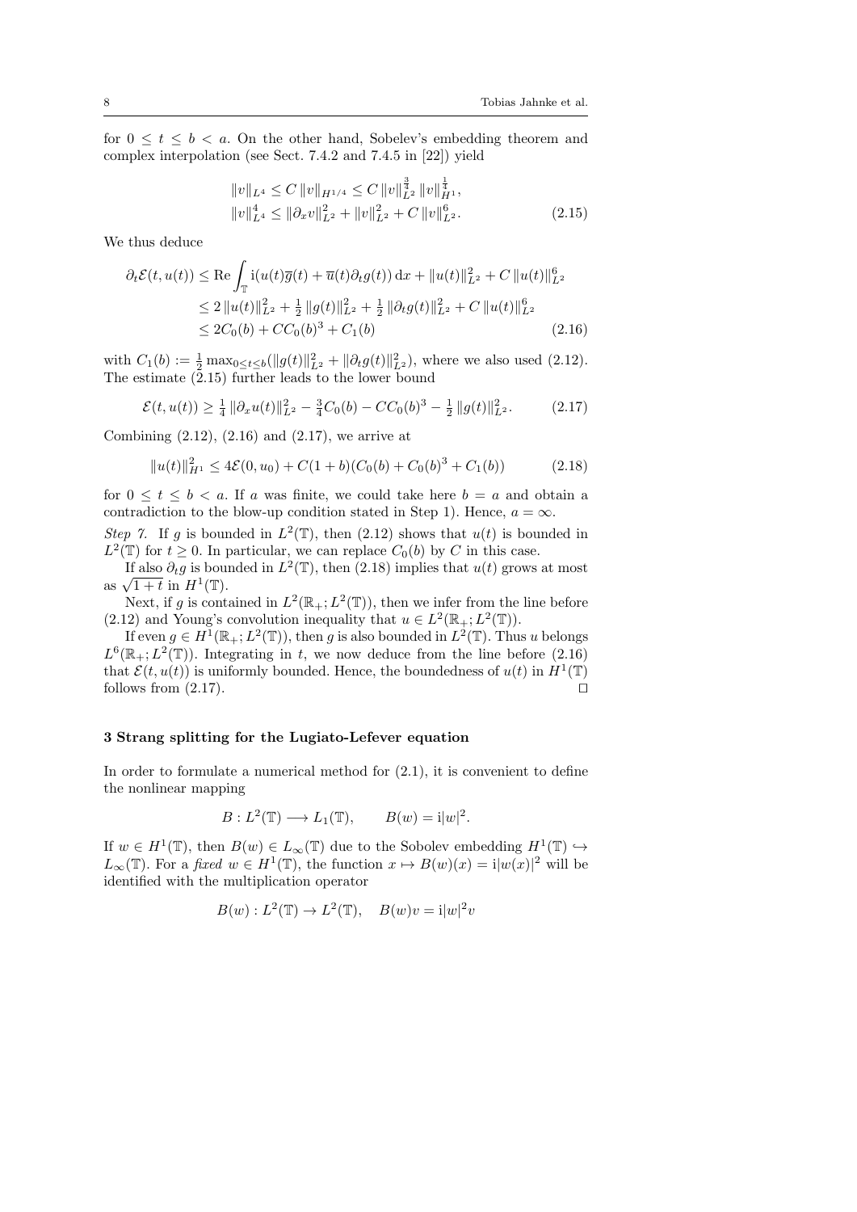for $0 \leq t \leq b < a$. On the other hand, Sobelev's embedding theorem and complex interpolation (see Sect. 7.4.2 and 7.4.5 in [22]) yield

$$
\begin{aligned}
&\|v\|_{L^4} \leq C\,\|v\|_{H^{1/4}} \leq C\,\|v\|_{L^2}^{\frac{3}{4}}\,\|v\|_{H^1}^{\frac{1}{4}}, \\
&\|v\|_{L^4}^4 \leq \|\partial_x v\|_{L^2}^2 + \|v\|_{L^2}^2 + C\,\|v\|_{L^2}^6.
\end{aligned} \tag{2.15}
$$

We thus deduce

$$
\begin{aligned}
\partial_t \mathcal{E}(t,u(t)) &\leq \operatorname{Re}\int_{\mathbb{T}} \mathrm{i}(u(t)\overline{g}(t) + \overline{u}(t)\partial_t g(t))\,\mathrm{d}x + \|u(t)\|_{L^2}^2 + C\,\|u(t)\|_{L^2}^6 \\
&\leq 2\,\|u(t)\|_{L^2}^2 + \tfrac{1}{2}\,\|g(t)\|_{L^2}^2 + \tfrac{1}{2}\,\|\partial_t g(t)\|_{L^2}^2 + C\,\|u(t)\|_{L^2}^6 \\
&\leq 2C_0(b) + CC_0(b)^3 + C_1(b)
\end{aligned} \tag{2.16}
$$

with $C_1(b) := \frac{1}{2}\max_{0\leq t\leq b}(\|g(t)\|_{L^2}^2 + \|\partial_t g(t)\|_{L^2}^2)$, where we also used (2.12). The estimate (2.15) further leads to the lower bound

$$
\mathcal{E}(t,u(t)) \geq \tfrac{1}{4}\,\|\partial_x u(t)\|_{L^2}^2 - \tfrac{3}{4}C_0(b) - CC_0(b)^3 - \tfrac{1}{2}\,\|g(t)\|_{L^2}^2. \tag{2.17}
$$

Combining (2.12), (2.16) and (2.17), we arrive at

$$
\|u(t)\|_{H^1}^2 \leq 4\mathcal{E}(0,u_0) + C(1+b)(C_0(b) + C_0(b)^3 + C_1(b)) \tag{2.18}
$$

for $0 \leq t \leq b < a$. If $a$ was finite, we could take here $b = a$ and obtain a contradiction to the blow-up condition stated in Step 1). Hence, $a = \infty$.

*Step 7.* If $g$ is bounded in $L^2(\mathbb{T})$, then (2.12) shows that $u(t)$ is bounded in $L^2(\mathbb{T})$ for $t \geq 0$. In particular, we can replace $C_0(b)$ by $C$ in this case.

If also $\partial_t g$ is bounded in $L^2(\mathbb{T})$, then (2.18) implies that $u(t)$ grows at most as $\sqrt{1+t}$ in $H^1(\mathbb{T})$.

Next, if $g$ is contained in $L^2(\mathbb{R}_+; L^2(\mathbb{T}))$, then we infer from the line before (2.12) and Young's convolution inequality that $u \in L^2(\mathbb{R}_+; L^2(\mathbb{T}))$.

If even $g \in H^1(\mathbb{R}_+; L^2(\mathbb{T}))$, then $g$ is also bounded in $L^2(\mathbb{T})$. Thus $u$ belongs $L^6(\mathbb{R}_+; L^2(\mathbb{T}))$. Integrating in $t$, we now deduce from the line before (2.16) that $\mathcal{E}(t,u(t))$ is uniformly bounded. Hence, the boundedness of $u(t)$ in $H^1(\mathbb{T})$ follows from (2.17). $\square$

## 3 Strang splitting for the Lugiato-Lefever equation

In order to formulate a numerical method for (2.1), it is convenient to define the nonlinear mapping

$$
B : L^2(\mathbb{T}) \longrightarrow L_1(\mathbb{T}), \qquad B(w) = \mathrm{i}|w|^2.
$$

If $w \in H^1(\mathbb{T})$, then $B(w) \in L_\infty(\mathbb{T})$ due to the Sobolev embedding $H^1(\mathbb{T}) \hookrightarrow L_\infty(\mathbb{T})$. For a *fixed* $w \in H^1(\mathbb{T})$, the function $x \mapsto B(w)(x) = \mathrm{i}|w(x)|^2$ will be identified with the multiplication operator

$$
B(w) : L^2(\mathbb{T}) \to L^2(\mathbb{T}), \quad B(w)v = \mathrm{i}|w|^2 v
$$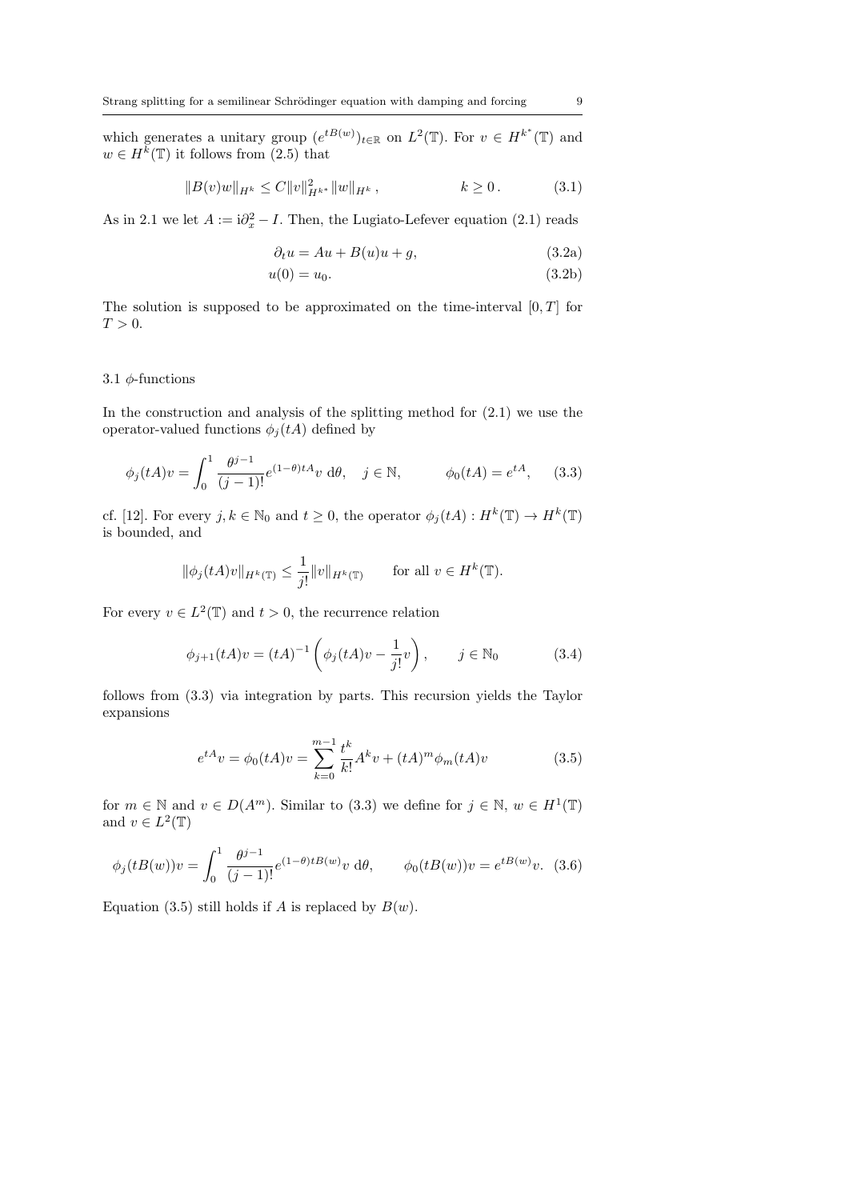which generates a unitary group $(e^{tB(w)})_{t\in\mathbb{R}}$ on $L^2(\mathbb{T})$. For $v \in H^{k^*}(\mathbb{T})$ and $w \in H^k(\mathbb{T})$ it follows from (2.5) that

$$\|B(v)w\|_{H^k} \leq C\|v\|_{H^{k^*}}^2 \|w\|_{H^k}\,, \qquad\qquad k \geq 0\,. \tag{3.1}$$

As in 2.1 we let $A := \mathrm{i}\partial_x^2 - I$. Then, the Lugiato-Lefever equation (2.1) reads

$$\partial_t u = Au + B(u)u + g, \tag{3.2a}$$

$$u(0) = u_0. \tag{3.2b}$$

The solution is supposed to be approximated on the time-interval $[0, T]$ for $T > 0$.

### 3.1 $\phi$-functions

In the construction and analysis of the splitting method for (2.1) we use the operator-valued functions $\phi_j(tA)$ defined by

$$\phi_j(tA)v = \int_0^1 \frac{\theta^{j-1}}{(j-1)!} e^{(1-\theta)tA} v \;\mathrm{d}\theta, \quad j \in \mathbb{N}, \qquad\qquad \phi_0(tA) = e^{tA}, \tag{3.3}$$

cf. [12]. For every $j, k \in \mathbb{N}_0$ and $t \geq 0$, the operator $\phi_j(tA) : H^k(\mathbb{T}) \to H^k(\mathbb{T})$ is bounded, and

$$\|\phi_j(tA)v\|_{H^k(\mathbb{T})} \leq \frac{1}{j!}\|v\|_{H^k(\mathbb{T})} \qquad \text{for all } v \in H^k(\mathbb{T}).$$

For every $v \in L^2(\mathbb{T})$ and $t > 0$, the recurrence relation

$$\phi_{j+1}(tA)v = (tA)^{-1}\left(\phi_j(tA)v - \frac{1}{j!}v\right), \qquad j \in \mathbb{N}_0 \tag{3.4}$$

follows from (3.3) via integration by parts. This recursion yields the Taylor expansions

$$e^{tA}v = \phi_0(tA)v = \sum_{k=0}^{m-1} \frac{t^k}{k!}A^k v + (tA)^m \phi_m(tA)v \tag{3.5}$$

for $m \in \mathbb{N}$ and $v \in D(A^m)$. Similar to (3.3) we define for $j \in \mathbb{N}$, $w \in H^1(\mathbb{T})$ and $v \in L^2(\mathbb{T})$

$$\phi_j(tB(w))v = \int_0^1 \frac{\theta^{j-1}}{(j-1)!} e^{(1-\theta)tB(w)} v \;\mathrm{d}\theta, \qquad \phi_0(tB(w))v = e^{tB(w)}v. \tag{3.6}$$

Equation (3.5) still holds if $A$ is replaced by $B(w)$.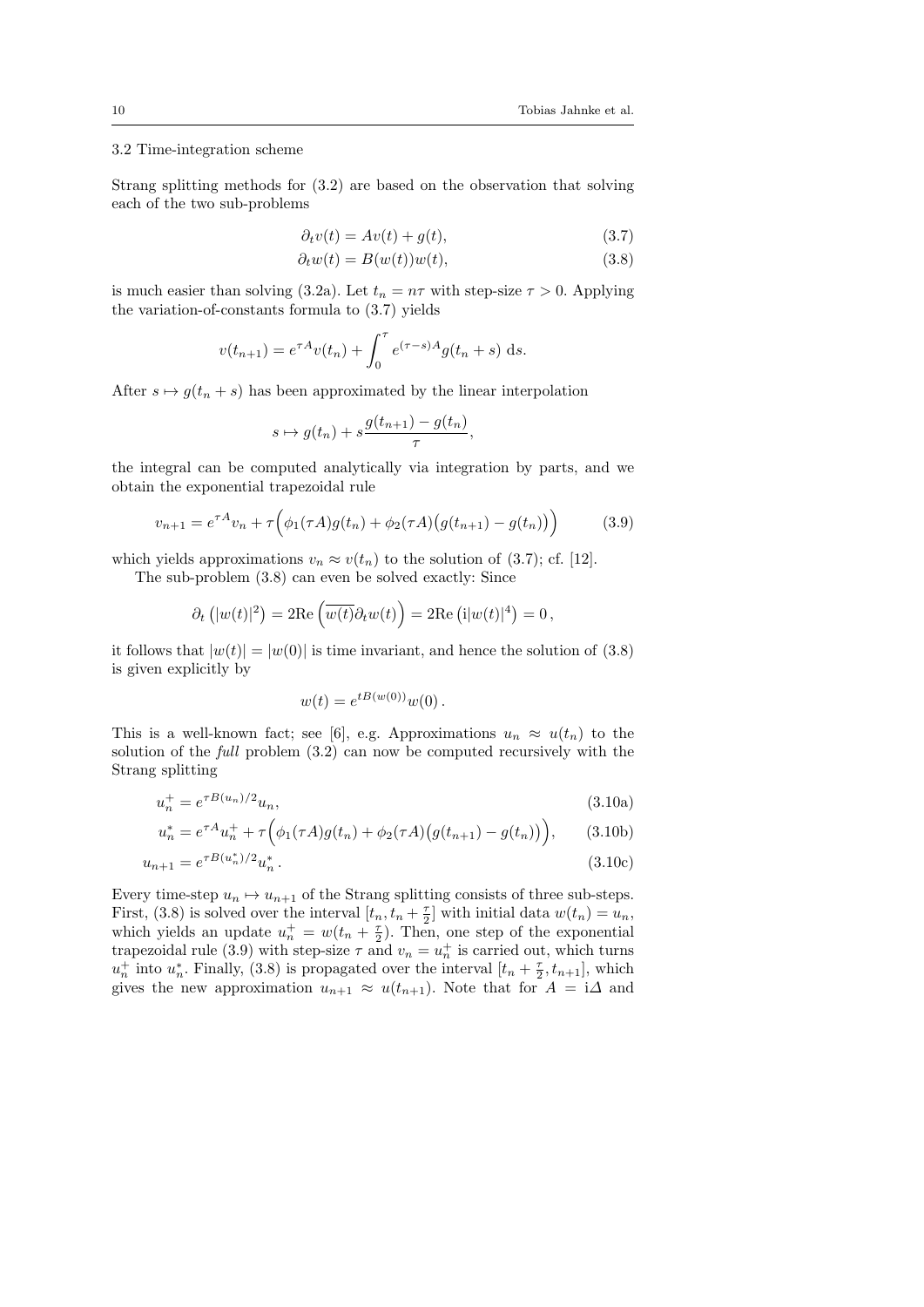### 3.2 Time-integration scheme

Strang splitting methods for (3.2) are based on the observation that solving each of the two sub-problems

$$\partial_t v(t) = Av(t) + g(t), \tag{3.7}$$

$$\partial_t w(t) = B(w(t))w(t), \tag{3.8}$$

is much easier than solving (3.2a). Let $t_n = n\tau$ with step-size $\tau > 0$. Applying the variation-of-constants formula to (3.7) yields

$$v(t_{n+1}) = e^{\tau A} v(t_n) + \int_0^\tau e^{(\tau - s)A} g(t_n + s)\, \mathrm{d}s.$$

After $s \mapsto g(t_n + s)$ has been approximated by the linear interpolation

$$s \mapsto g(t_n) + s\frac{g(t_{n+1}) - g(t_n)}{\tau},$$

the integral can be computed analytically via integration by parts, and we obtain the exponential trapezoidal rule

$$v_{n+1} = e^{\tau A} v_n + \tau\Big(\phi_1(\tau A) g(t_n) + \phi_2(\tau A)\big(g(t_{n+1}) - g(t_n)\big)\Big) \tag{3.9}$$

which yields approximations $v_n \approx v(t_n)$ to the solution of (3.7); cf. [12].

The sub-problem (3.8) can even be solved exactly: Since

$$\partial_t \left(|w(t)|^2\right) = 2\mathrm{Re}\left(\overline{w(t)}\partial_t w(t)\right) = 2\mathrm{Re}\left(\mathrm{i}|w(t)|^4\right) = 0\,,$$

it follows that $|w(t)| = |w(0)|$ is time invariant, and hence the solution of (3.8) is given explicitly by

$$w(t) = e^{tB(w(0))} w(0)\,.$$

This is a well-known fact; see [6], e.g. Approximations $u_n \approx u(t_n)$ to the solution of the *full* problem (3.2) can now be computed recursively with the Strang splitting

$$u_n^+ = e^{\tau B(u_n)/2} u_n, \tag{3.10a}$$

$$u_n^* = e^{\tau A} u_n^+ + \tau\Big(\phi_1(\tau A) g(t_n) + \phi_2(\tau A)\big(g(t_{n+1}) - g(t_n)\big)\Big), \tag{3.10b}$$

$$u_{n+1} = e^{\tau B(u_n^*)/2} u_n^*\,. \tag{3.10c}$$

Every time-step $u_n \mapsto u_{n+1}$ of the Strang splitting consists of three sub-steps. First, (3.8) is solved over the interval $[t_n, t_n + \frac{\tau}{2}]$ with initial data $w(t_n) = u_n$, which yields an update $u_n^+ = w(t_n + \frac{\tau}{2})$. Then, one step of the exponential trapezoidal rule (3.9) with step-size $\tau$ and $v_n = u_n^+$ is carried out, which turns $u_n^+$ into $u_n^*$. Finally, (3.8) is propagated over the interval $[t_n + \frac{\tau}{2}, t_{n+1}]$, which gives the new approximation $u_{n+1} \approx u(t_{n+1})$. Note that for $A = \mathrm{i}\Delta$ and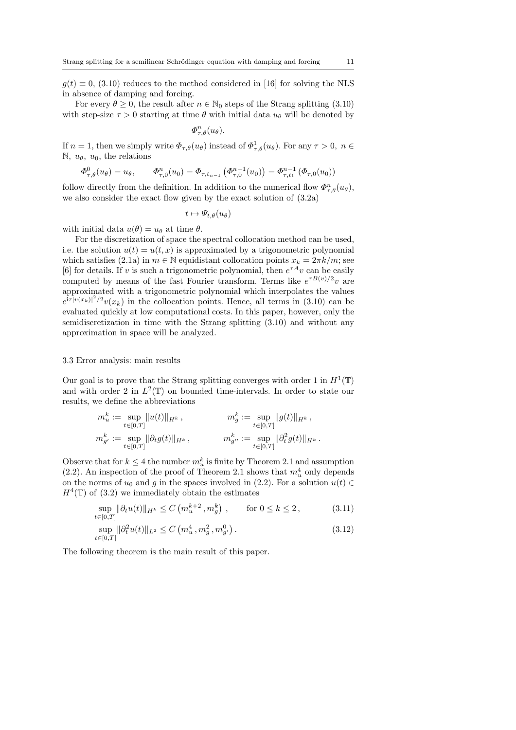$g(t) \equiv 0$, (3.10) reduces to the method considered in [16] for solving the NLS in absence of damping and forcing.

For every $\theta \geq 0$, the result after $n \in \mathbb{N}_0$ steps of the Strang splitting (3.10) with step-size $\tau > 0$ starting at time $\theta$ with initial data $u_\theta$ will be denoted by

$$\Phi^n_{\tau,\theta}(u_\theta).$$

If $n = 1$, then we simply write $\Phi_{\tau,\theta}(u_\theta)$ instead of $\Phi^1_{\tau,\theta}(u_\theta)$. For any $\tau > 0$, $n \in \mathbb{N}$, $u_\theta$, $u_0$, the relations

$$\Phi^0_{\tau,\theta}(u_\theta) = u_\theta, \qquad \Phi^n_{\tau,0}(u_0) = \Phi_{\tau,t_{n-1}}\left(\Phi^{n-1}_{\tau,0}(u_0)\right) = \Phi^{n-1}_{\tau,t_1}\left(\Phi_{\tau,0}(u_0)\right)$$

follow directly from the definition. In addition to the numerical flow $\Phi^n_{\tau,\theta}(u_\theta)$, we also consider the exact flow given by the exact solution of (3.2a)

$$t \mapsto \Psi_{t,\theta}(u_\theta)$$

with initial data $u(\theta) = u_\theta$ at time $\theta$.

For the discretization of space the spectral collocation method can be used, i.e. the solution $u(t) = u(t,x)$ is approximated by a trigonometric polynomial which satisfies (2.1a) in $m \in \mathbb{N}$ equidistant collocation points $x_k = 2\pi k/m$; see [6] for details. If $v$ is such a trigonometric polynomial, then $e^{\tau A}v$ can be easily computed by means of the fast Fourier transform. Terms like $e^{\tau B(v)/2}v$ are approximated with a trigonometric polynomial which interpolates the values $e^{i\tau|v(x_k)|^2/2}v(x_k)$ in the collocation points. Hence, all terms in (3.10) can be evaluated quickly at low computational costs. In this paper, however, only the semidiscretization in time with the Strang splitting (3.10) and without any approximation in space will be analyzed.

### 3.3 Error analysis: main results

Our goal is to prove that the Strang splitting converges with order 1 in $H^1(\mathbb{T})$ and with order 2 in $L^2(\mathbb{T})$ on bounded time-intervals. In order to state our results, we define the abbreviations

$$m^k_u := \sup_{t\in[0,T]} \|u(t)\|_{H^k}, \qquad m^k_g := \sup_{t\in[0,T]} \|g(t)\|_{H^k},$$
$$m^k_{g'} := \sup_{t\in[0,T]} \|\partial_t g(t)\|_{H^k}, \qquad m^k_{g''} := \sup_{t\in[0,T]} \|\partial_t^2 g(t)\|_{H^k}.$$

Observe that for $k \leq 4$ the number $m^k_u$ is finite by Theorem 2.1 and assumption (2.2). An inspection of the proof of Theorem 2.1 shows that $m^4_u$ only depends on the norms of $u_0$ and $g$ in the spaces involved in (2.2). For a solution $u(t) \in H^4(\mathbb{T})$ of (3.2) we immediately obtain the estimates

$$\sup_{t\in[0,T]} \|\partial_t u(t)\|_{H^k} \leq C\left(m^{k+2}_u, m^k_g\right), \qquad \text{for } 0 \leq k \leq 2, \tag{3.11}$$

$$\sup_{t\in[0,T]} \|\partial_t^2 u(t)\|_{L^2} \leq C\left(m^4_u, m^2_g, m^0_{g'}\right). \tag{3.12}$$

The following theorem is the main result of this paper.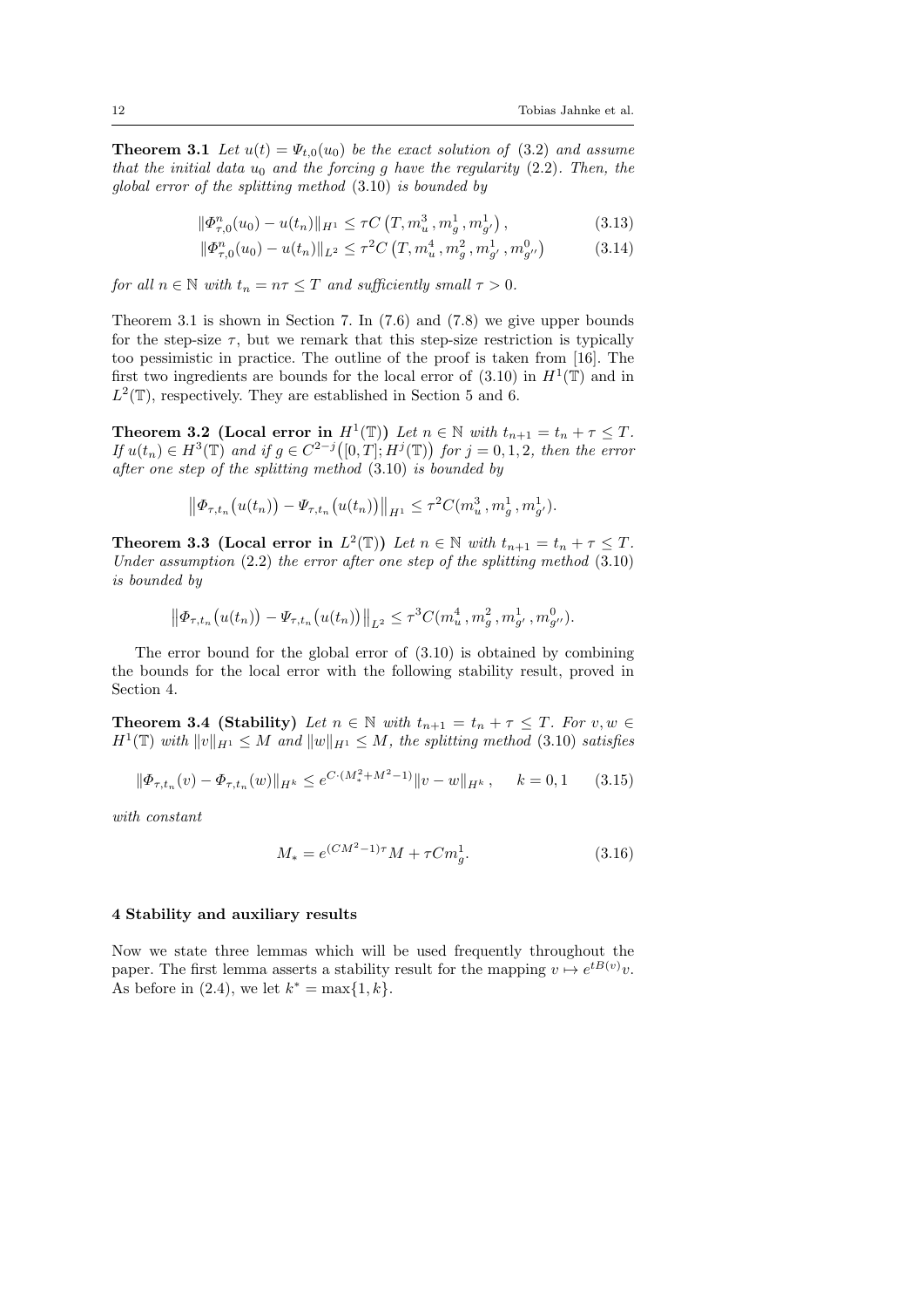**Theorem 3.1** *Let $u(t) = \Psi_{t,0}(u_0)$ be the exact solution of* (3.2) *and assume that the initial data $u_0$ and the forcing $g$ have the regularity* (2.2)*. Then, the global error of the splitting method* (3.10) *is bounded by*

$$\|\Phi^n_{\tau,0}(u_0) - u(t_n)\|_{H^1} \le \tau C\left(T, m_u^3, m_g^1, m_{g'}^1\right), \tag{3.13}$$

$$\|\Phi^n_{\tau,0}(u_0) - u(t_n)\|_{L^2} \le \tau^2 C\left(T, m_u^4, m_g^2, m_{g'}^1, m_{g''}^0\right) \tag{3.14}$$

*for all $n \in \mathbb{N}$ with $t_n = n\tau \le T$ and sufficiently small $\tau > 0$.*

Theorem 3.1 is shown in Section 7. In (7.6) and (7.8) we give upper bounds for the step-size $\tau$, but we remark that this step-size restriction is typically too pessimistic in practice. The outline of the proof is taken from [16]. The first two ingredients are bounds for the local error of (3.10) in $H^1(\mathbb{T})$ and in $L^2(\mathbb{T})$, respectively. They are established in Section 5 and 6.

**Theorem 3.2 (Local error in $H^1(\mathbb{T})$)** *Let $n \in \mathbb{N}$ with $t_{n+1} = t_n + \tau \le T$. If $u(t_n) \in H^3(\mathbb{T})$ and if $g \in C^{2-j}\big([0,T]; H^j(\mathbb{T})\big)$ for $j = 0,1,2$, then the error after one step of the splitting method* (3.10) *is bounded by*

$$\left\|\Phi_{\tau,t_n}\big(u(t_n)\big) - \Psi_{\tau,t_n}\big(u(t_n)\big)\right\|_{H^1} \le \tau^2 C(m_u^3, m_g^1, m_{g'}^1).$$

**Theorem 3.3 (Local error in $L^2(\mathbb{T})$)** *Let $n \in \mathbb{N}$ with $t_{n+1} = t_n + \tau \le T$. Under assumption* (2.2) *the error after one step of the splitting method* (3.10) *is bounded by*

$$\left\|\Phi_{\tau,t_n}\big(u(t_n)\big) - \Psi_{\tau,t_n}\big(u(t_n)\big)\right\|_{L^2} \le \tau^3 C(m_u^4, m_g^2, m_{g'}^1, m_{g''}^0).$$

The error bound for the global error of (3.10) is obtained by combining the bounds for the local error with the following stability result, proved in Section 4.

**Theorem 3.4 (Stability)** *Let $n \in \mathbb{N}$ with $t_{n+1} = t_n + \tau \le T$. For $v, w \in H^1(\mathbb{T})$ with $\|v\|_{H^1} \le M$ and $\|w\|_{H^1} \le M$, the splitting method* (3.10) *satisfies*

$$\|\Phi_{\tau,t_n}(v) - \Phi_{\tau,t_n}(w)\|_{H^k} \le e^{C\cdot(M_*^2 + M^2 - 1)}\|v - w\|_{H^k}, \qquad k = 0,1 \tag{3.15}$$

*with constant*

$$M_* = e^{(CM^2-1)\tau}M + \tau C m_g^1. \tag{3.16}$$

## 4 Stability and auxiliary results

Now we state three lemmas which will be used frequently throughout the paper. The first lemma asserts a stability result for the mapping $v \mapsto e^{tB(v)}v$. As before in (2.4), we let $k^* = \max\{1, k\}$.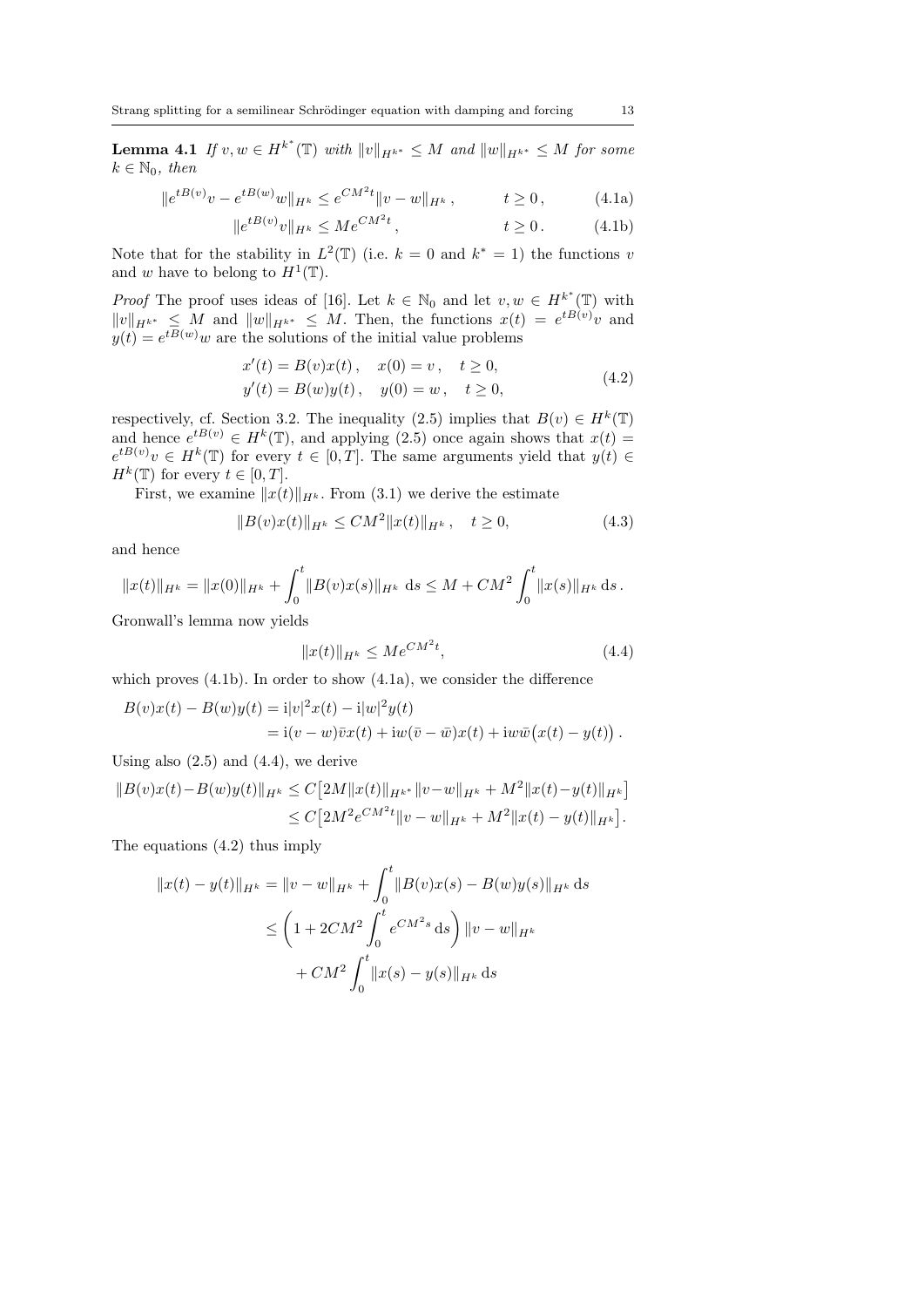**Lemma 4.1** *If $v, w \in H^{k^*}(\mathbb{T})$ with $\|v\|_{H^{k^*}} \le M$ and $\|w\|_{H^{k^*}} \le M$ for some $k \in \mathbb{N}_0$, then*

$$\|e^{tB(v)}v - e^{tB(w)}w\|_{H^k} \le e^{CM^2 t}\|v - w\|_{H^k}\,, \qquad t \ge 0\,, \tag{4.1a}$$

$$\|e^{tB(v)}v\|_{H^k} \le Me^{CM^2 t}\,, \qquad t \ge 0\,. \tag{4.1b}$$

Note that for the stability in $L^2(\mathbb{T})$ (i.e. $k = 0$ and $k^* = 1$) the functions $v$ and $w$ have to belong to $H^1(\mathbb{T})$.

*Proof* The proof uses ideas of [16]. Let $k \in \mathbb{N}_0$ and let $v, w \in H^{k^*}(\mathbb{T})$ with $\|v\|_{H^{k^*}} \le M$ and $\|w\|_{H^{k^*}} \le M$. Then, the functions $x(t) = e^{tB(v)}v$ and $y(t) = e^{tB(w)}w$ are the solutions of the initial value problems

$$\begin{aligned} x'(t) &= B(v)x(t)\,, \quad x(0) = v\,, \quad t \ge 0, \\ y'(t) &= B(w)y(t)\,, \quad y(0) = w\,, \quad t \ge 0, \end{aligned} \tag{4.2}$$

respectively, cf. Section 3.2. The inequality (2.5) implies that $B(v) \in H^k(\mathbb{T})$ and hence $e^{tB(v)} \in H^k(\mathbb{T})$, and applying (2.5) once again shows that $x(t) = e^{tB(v)}v \in H^k(\mathbb{T})$ for every $t \in [0, T]$. The same arguments yield that $y(t) \in H^k(\mathbb{T})$ for every $t \in [0, T]$.

First, we examine $\|x(t)\|_{H^k}$. From (3.1) we derive the estimate

$$\|B(v)x(t)\|_{H^k} \le CM^2\|x(t)\|_{H^k}\,, \quad t \ge 0, \tag{4.3}$$

and hence

$$\|x(t)\|_{H^k} = \|x(0)\|_{H^k} + \int_0^t \|B(v)x(s)\|_{H^k}\, \mathrm{d}s \le M + CM^2 \int_0^t \|x(s)\|_{H^k}\, \mathrm{d}s\,.$$

Gronwall's lemma now yields

$$\|x(t)\|_{H^k} \le Me^{CM^2 t}, \tag{4.4}$$

which proves (4.1b). In order to show (4.1a), we consider the difference

$$\begin{aligned} B(v)x(t) - B(w)y(t) &= \mathrm{i}|v|^2 x(t) - \mathrm{i}|w|^2 y(t) \\ &= \mathrm{i}(v - w)\bar{v}x(t) + \mathrm{i}w(\bar{v} - \bar{w})x(t) + \mathrm{i}w\bar{w}\big(x(t) - y(t)\big)\,. \end{aligned}$$

Using also (2.5) and (4.4), we derive

$$\begin{aligned} \|B(v)x(t) - B(w)y(t)\|_{H^k} &\le C\big[2M\|x(t)\|_{H^{k^*}}\|v - w\|_{H^k} + M^2\|x(t) - y(t)\|_{H^k}\big] \\ &\le C\big[2M^2 e^{CM^2 t}\|v - w\|_{H^k} + M^2\|x(t) - y(t)\|_{H^k}\big]. \end{aligned}$$

The equations (4.2) thus imply

$$\begin{aligned} \|x(t) - y(t)\|_{H^k} &= \|v - w\|_{H^k} + \int_0^t \|B(v)x(s) - B(w)y(s)\|_{H^k}\, \mathrm{d}s \\ &\le \left(1 + 2CM^2 \int_0^t e^{CM^2 s}\, \mathrm{d}s\right)\|v - w\|_{H^k} \\ &\quad + CM^2 \int_0^t \|x(s) - y(s)\|_{H^k}\, \mathrm{d}s \end{aligned}$$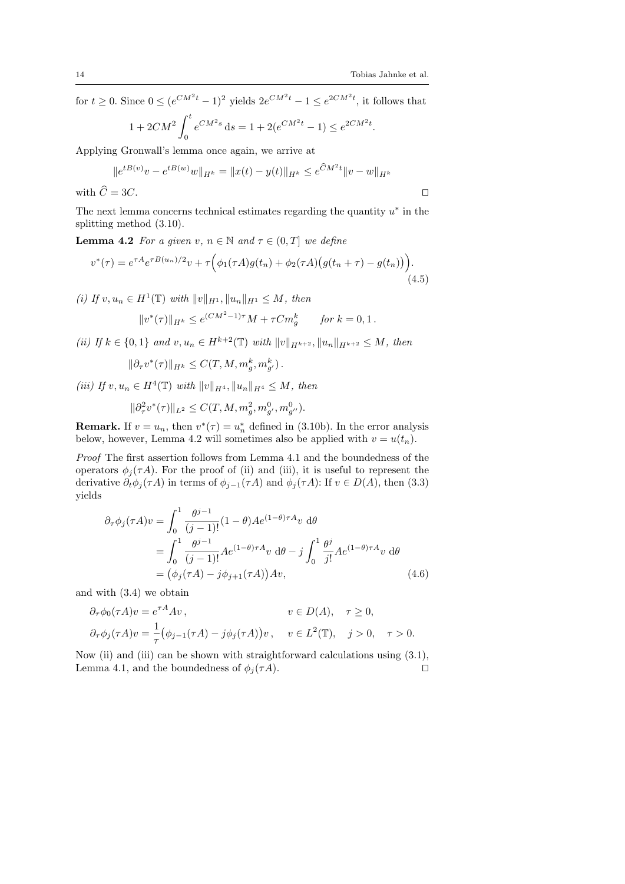for $t \geq 0$. Since $0 \leq (e^{CM^2 t} - 1)^2$ yields $2e^{CM^2 t} - 1 \leq e^{2CM^2 t}$, it follows that

$$1 + 2CM^2 \int_0^t e^{CM^2 s} \, \mathrm{d}s = 1 + 2(e^{CM^2 t} - 1) \leq e^{2CM^2 t}.$$

Applying Gronwall's lemma once again, we arrive at

$$\|e^{tB(v)} v - e^{tB(w)} w\|_{H^k} = \|x(t) - y(t)\|_{H^k} \leq e^{\widehat{C} M^2 t} \|v - w\|_{H^k}$$

with $\widehat{C} = 3C$. □

The next lemma concerns technical estimates regarding the quantity $u^*$ in the splitting method (3.10).

**Lemma 4.2** *For a given $v$, $n \in \mathbb{N}$ and $\tau \in (0, T]$ we define*

$$v^*(\tau) = e^{\tau A} e^{\tau B(u_n)/2} v + \tau \Big( \phi_1(\tau A) g(t_n) + \phi_2(\tau A) \big( g(t_n + \tau) - g(t_n) \big) \Big). \tag{4.5}$$

*(i) If $v, u_n \in H^1(\mathbb{T})$ with $\|v\|_{H^1}, \|u_n\|_{H^1} \leq M$, then*

$$\|v^*(\tau)\|_{H^k} \leq e^{(CM^2 - 1)\tau} M + \tau C m_g^k \qquad \text{for } k = 0, 1\,.$$

*(ii) If $k \in \{0, 1\}$ and $v, u_n \in H^{k+2}(\mathbb{T})$ with $\|v\|_{H^{k+2}}, \|u_n\|_{H^{k+2}} \leq M$, then*

$$\|\partial_\tau v^*(\tau)\|_{H^k} \leq C(T, M, m_g^k, m_{g'}^k)\,.$$

*(iii) If $v, u_n \in H^4(\mathbb{T})$ with $\|v\|_{H^4}, \|u_n\|_{H^4} \leq M$, then*

$$\|\partial_\tau^2 v^*(\tau)\|_{L^2} \leq C(T, M, m_g^2, m_{g'}^0, m_{g''}^0).$$

**Remark.** If $v = u_n$, then $v^*(\tau) = u_n^*$ defined in (3.10b). In the error analysis below, however, Lemma 4.2 will sometimes also be applied with $v = u(t_n)$.

*Proof* The first assertion follows from Lemma 4.1 and the boundedness of the operators $\phi_j(\tau A)$. For the proof of (ii) and (iii), it is useful to represent the derivative $\partial_t \phi_j(\tau A)$ in terms of $\phi_{j-1}(\tau A)$ and $\phi_j(\tau A)$: If $v \in D(A)$, then (3.3) yields

$$\begin{aligned}
\partial_\tau \phi_j(\tau A) v &= \int_0^1 \frac{\theta^{j-1}}{(j-1)!} (1 - \theta) A e^{(1-\theta)\tau A} v \, \mathrm{d}\theta \\
&= \int_0^1 \frac{\theta^{j-1}}{(j-1)!} A e^{(1-\theta)\tau A} v \, \mathrm{d}\theta - j \int_0^1 \frac{\theta^j}{j!} A e^{(1-\theta)\tau A} v \, \mathrm{d}\theta \\
&= \big( \phi_j(\tau A) - j \phi_{j+1}(\tau A) \big) A v,
\end{aligned} \tag{4.6}$$

and with (3.4) we obtain

$$\begin{aligned}
\partial_\tau \phi_0(\tau A) v &= e^{\tau A} A v\,, & v &\in D(A), \quad \tau \geq 0, \\
\partial_\tau \phi_j(\tau A) v &= \frac{1}{\tau} \big( \phi_{j-1}(\tau A) - j \phi_j(\tau A) \big) v\,, & v &\in L^2(\mathbb{T}), \quad j > 0, \quad \tau > 0.
\end{aligned}$$

Now (ii) and (iii) can be shown with straightforward calculations using (3.1), Lemma 4.1, and the boundedness of $\phi_j(\tau A)$. □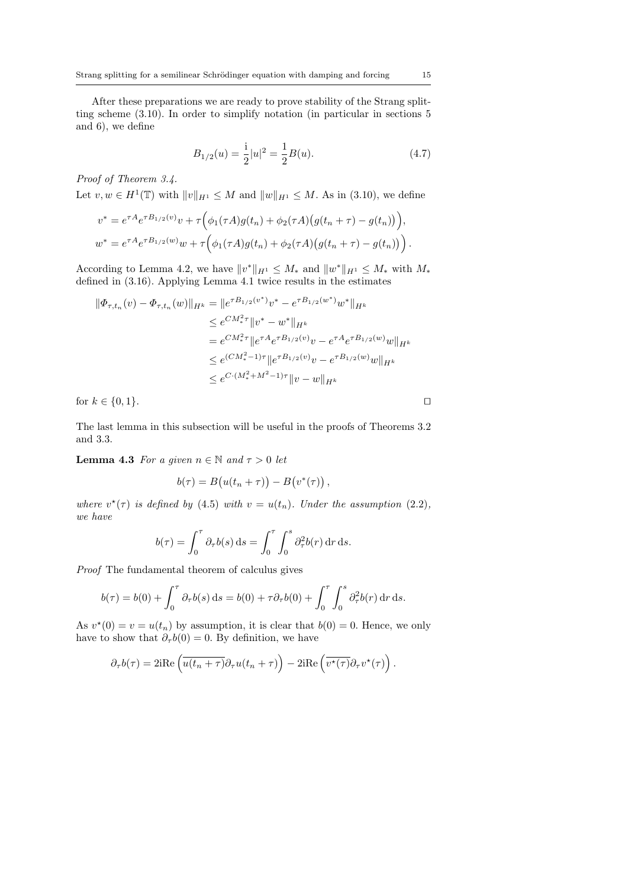After these preparations we are ready to prove stability of the Strang splitting scheme (3.10). In order to simplify notation (in particular in sections 5 and 6), we define

$$B_{1/2}(u) = \frac{\mathrm{i}}{2}|u|^2 = \frac{1}{2}B(u). \tag{4.7}$$

*Proof of Theorem 3.4.*

Let $v, w \in H^1(\mathbb{T})$ with $\|v\|_{H^1} \leq M$ and $\|w\|_{H^1} \leq M$. As in (3.10), we define

$$\begin{aligned}
v^* &= e^{\tau A} e^{\tau B_{1/2}(v)} v + \tau\Big(\phi_1(\tau A) g(t_n) + \phi_2(\tau A)\big(g(t_n+\tau) - g(t_n)\big)\Big),\\
w^* &= e^{\tau A} e^{\tau B_{1/2}(w)} w + \tau\Big(\phi_1(\tau A) g(t_n) + \phi_2(\tau A)\big(g(t_n+\tau) - g(t_n)\big)\Big).
\end{aligned}$$

According to Lemma 4.2, we have $\|v^*\|_{H^1} \leq M_*$ and $\|w^*\|_{H^1} \leq M_*$ with $M_*$ defined in (3.16). Applying Lemma 4.1 twice results in the estimates

$$\begin{aligned}
\|\Phi_{\tau,t_n}(v) - \Phi_{\tau,t_n}(w)\|_{H^k} &= \|e^{\tau B_{1/2}(v^*)} v^* - e^{\tau B_{1/2}(w^*)} w^*\|_{H^k}\\
&\leq e^{CM_*^2 \tau} \|v^* - w^*\|_{H^k}\\
&= e^{CM_*^2 \tau} \|e^{\tau A} e^{\tau B_{1/2}(v)} v - e^{\tau A} e^{\tau B_{1/2}(w)} w\|_{H^k}\\
&\leq e^{(CM_*^2 - 1)\tau} \|e^{\tau B_{1/2}(v)} v - e^{\tau B_{1/2}(w)} w\|_{H^k}\\
&\leq e^{C\cdot(M_*^2 + M^2 - 1)\tau} \|v - w\|_{H^k}
\end{aligned}$$

for $k \in \{0, 1\}$. □

The last lemma in this subsection will be useful in the proofs of Theorems 3.2 and 3.3.

**Lemma 4.3** *For a given $n \in \mathbb{N}$ and $\tau > 0$ let*

$$b(\tau) = B\big(u(t_n + \tau)\big) - B\big(v^*(\tau)\big),$$

*where $v^\star(\tau)$ is defined by (4.5) with $v = u(t_n)$. Under the assumption (2.2), we have*

$$b(\tau) = \int_0^\tau \partial_\tau b(s)\,\mathrm{d}s = \int_0^\tau \int_0^s \partial_\tau^2 b(r)\,\mathrm{d}r\,\mathrm{d}s.$$

*Proof* The fundamental theorem of calculus gives

$$b(\tau) = b(0) + \int_0^\tau \partial_\tau b(s)\,\mathrm{d}s = b(0) + \tau \partial_\tau b(0) + \int_0^\tau \int_0^s \partial_\tau^2 b(r)\,\mathrm{d}r\,\mathrm{d}s.$$

As $v^\star(0) = v = u(t_n)$ by assumption, it is clear that $b(0) = 0$. Hence, we only have to show that $\partial_\tau b(0) = 0$. By definition, we have

$$\partial_\tau b(\tau) = 2\mathrm{i}\mathrm{Re}\left(\overline{u(t_n+\tau)}\partial_\tau u(t_n+\tau)\right) - 2\mathrm{i}\mathrm{Re}\left(\overline{v^\star(\tau)}\partial_\tau v^\star(\tau)\right).$$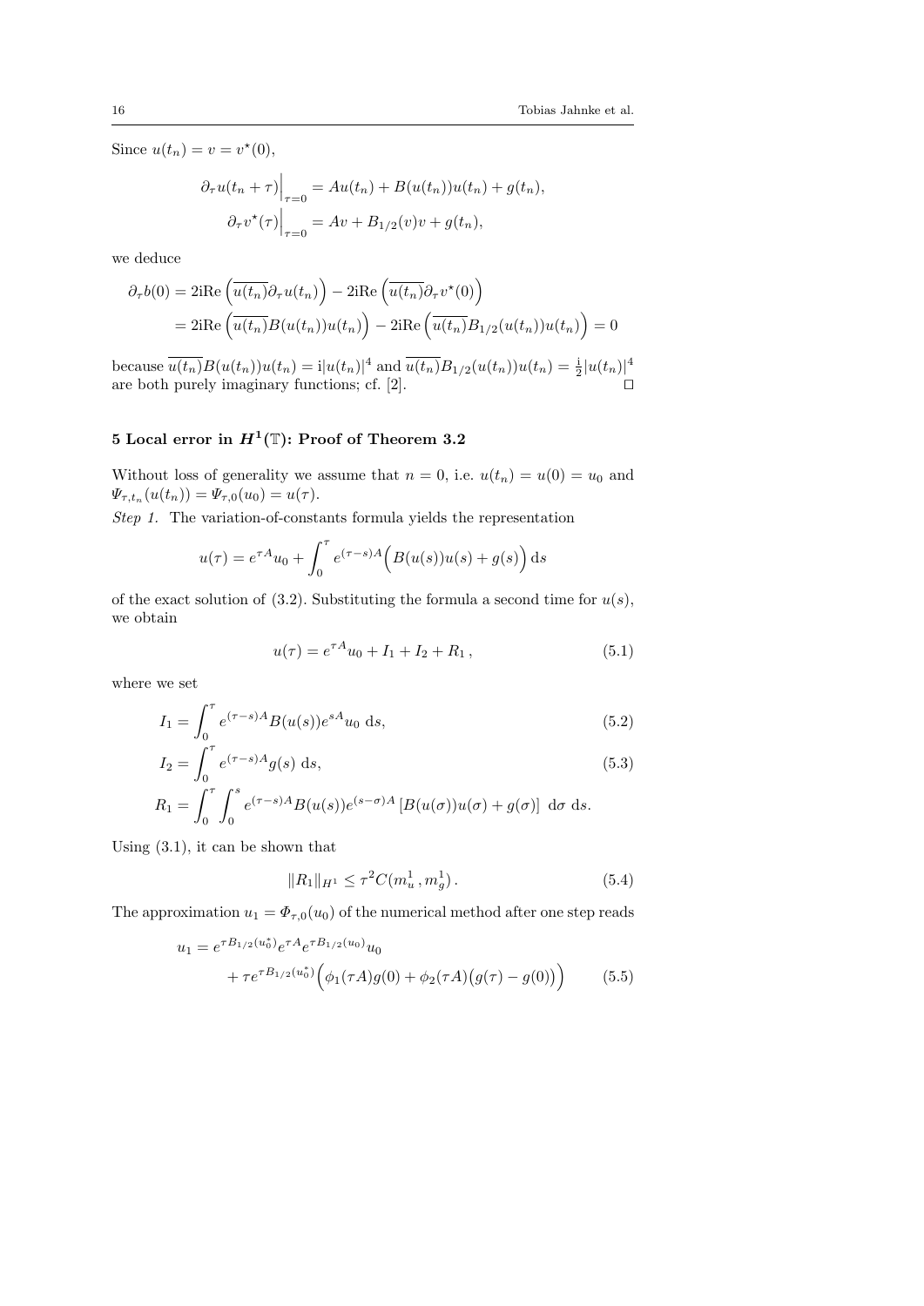Since $u(t_n) = v = v^\star(0)$,

$$\partial_\tau u(t_n + \tau)\Big|_{\tau=0} = Au(t_n) + B(u(t_n))u(t_n) + g(t_n),$$
$$\partial_\tau v^\star(\tau)\Big|_{\tau=0} = Av + B_{1/2}(v)v + g(t_n),$$

we deduce

$$\begin{aligned}
\partial_\tau b(0) &= 2\mathrm{iRe}\left(\overline{u(t_n)}\partial_\tau u(t_n)\right) - 2\mathrm{iRe}\left(\overline{u(t_n)}\partial_\tau v^\star(0)\right) \\
&= 2\mathrm{iRe}\left(\overline{u(t_n)}B(u(t_n))u(t_n)\right) - 2\mathrm{iRe}\left(\overline{u(t_n)}B_{1/2}(u(t_n))u(t_n)\right) = 0
\end{aligned}$$

because $\overline{u(t_n)}B(u(t_n))u(t_n) = \mathrm{i}|u(t_n)|^4$ and $\overline{u(t_n)}B_{1/2}(u(t_n))u(t_n) = \frac{\mathrm{i}}{2}|u(t_n)|^4$ are both purely imaginary functions; cf. [2]. □

## 5 Local error in $H^1(\mathbb{T})$: Proof of Theorem 3.2

Without loss of generality we assume that $n = 0$, i.e. $u(t_n) = u(0) = u_0$ and $\Psi_{\tau,t_n}(u(t_n)) = \Psi_{\tau,0}(u_0) = u(\tau)$.

*Step 1.* The variation-of-constants formula yields the representation

$$u(\tau) = e^{\tau A}u_0 + \int_0^\tau e^{(\tau-s)A}\Big(B(u(s))u(s) + g(s)\Big)\,\mathrm{d}s$$

of the exact solution of (3.2). Substituting the formula a second time for $u(s)$, we obtain

$$u(\tau) = e^{\tau A}u_0 + I_1 + I_2 + R_1\,, \tag{5.1}$$

where we set

$$I_1 = \int_0^\tau e^{(\tau-s)A}B(u(s))e^{sA}u_0\ \mathrm{d}s, \tag{5.2}$$

$$I_2 = \int_0^\tau e^{(\tau-s)A}g(s)\ \mathrm{d}s, \tag{5.3}$$

$$R_1 = \int_0^\tau \int_0^s e^{(\tau-s)A}B(u(s))e^{(s-\sigma)A}\left[B(u(\sigma))u(\sigma) + g(\sigma)\right]\ \mathrm{d}\sigma\ \mathrm{d}s.$$

Using (3.1), it can be shown that

$$\|R_1\|_{H^1} \le \tau^2 C(m_u^1, m_g^1)\,. \tag{5.4}$$

The approximation $u_1 = \Phi_{\tau,0}(u_0)$ of the numerical method after one step reads

$$\begin{aligned}
u_1 &= e^{\tau B_{1/2}(u_0^*)}e^{\tau A}e^{\tau B_{1/2}(u_0)}u_0 \\
&\quad + \tau e^{\tau B_{1/2}(u_0^*)}\Big(\phi_1(\tau A)g(0) + \phi_2(\tau A)\big(g(\tau) - g(0)\big)\Big)
\end{aligned} \tag{5.5}$$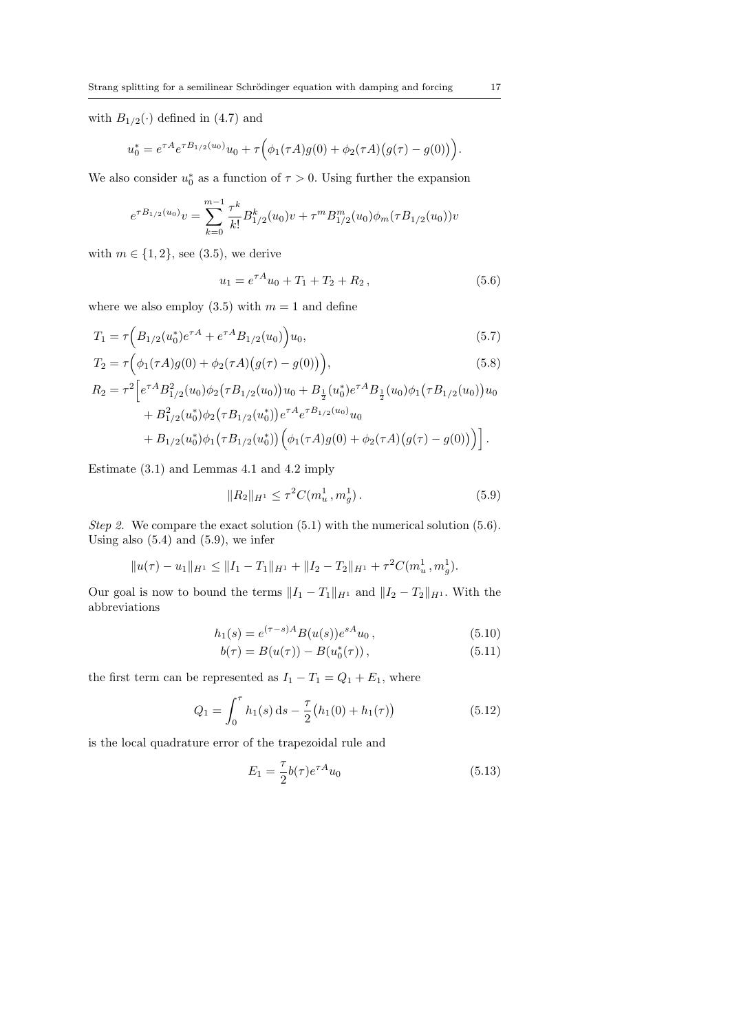with $B_{1/2}(\cdot)$ defined in (4.7) and

$$u_0^* = e^{\tau A} e^{\tau B_{1/2}(u_0)} u_0 + \tau\Big(\phi_1(\tau A) g(0) + \phi_2(\tau A)\big(g(\tau) - g(0)\big)\Big).$$

We also consider $u_0^*$ as a function of $\tau > 0$. Using further the expansion

$$e^{\tau B_{1/2}(u_0)} v = \sum_{k=0}^{m-1} \frac{\tau^k}{k!} B_{1/2}^k(u_0) v + \tau^m B_{1/2}^m(u_0) \phi_m(\tau B_{1/2}(u_0)) v$$

with $m \in \{1, 2\}$, see (3.5), we derive

$$u_1 = e^{\tau A} u_0 + T_1 + T_2 + R_2 \,, \tag{5.6}$$

where we also employ (3.5) with $m = 1$ and define

$$T_1 = \tau\Big(B_{1/2}(u_0^*) e^{\tau A} + e^{\tau A} B_{1/2}(u_0)\Big) u_0, \tag{5.7}$$

$$T_2 = \tau\Big(\phi_1(\tau A) g(0) + \phi_2(\tau A)\big(g(\tau) - g(0)\big)\Big), \tag{5.8}$$

$$\begin{aligned}
R_2 = \tau^2\Big[ & e^{\tau A} B_{1/2}^2(u_0) \phi_2\big(\tau B_{1/2}(u_0)\big) u_0 + B_{\frac{1}{2}}(u_0^*) e^{\tau A} B_{\frac{1}{2}}(u_0) \phi_1\big(\tau B_{1/2}(u_0)\big) u_0 \\
& + B_{1/2}^2(u_0^*) \phi_2\big(\tau B_{1/2}(u_0^*)\big) e^{\tau A} e^{\tau B_{1/2}(u_0)} u_0 \\
& + B_{1/2}(u_0^*) \phi_1\big(\tau B_{1/2}(u_0^*)\big) \Big(\phi_1(\tau A) g(0) + \phi_2(\tau A)\big(g(\tau) - g(0)\big)\Big)\Big].
\end{aligned}$$

Estimate (3.1) and Lemmas 4.1 and 4.2 imply

$$\|R_2\|_{H^1} \leq \tau^2 C(m_u^1, m_g^1) \,. \tag{5.9}$$

*Step 2.* We compare the exact solution (5.1) with the numerical solution (5.6). Using also (5.4) and (5.9), we infer

$$\|u(\tau) - u_1\|_{H^1} \leq \|I_1 - T_1\|_{H^1} + \|I_2 - T_2\|_{H^1} + \tau^2 C(m_u^1, m_g^1).$$

Our goal is now to bound the terms $\|I_1 - T_1\|_{H^1}$ and $\|I_2 - T_2\|_{H^1}$. With the abbreviations

$$h_1(s) = e^{(\tau - s)A} B(u(s)) e^{sA} u_0 \,, \tag{5.10}$$

$$b(\tau) = B(u(\tau)) - B(u_0^*(\tau)) \,, \tag{5.11}$$

the first term can be represented as $I_1 - T_1 = Q_1 + E_1$, where

$$Q_1 = \int_0^\tau h_1(s) \, \mathrm{d}s - \frac{\tau}{2}\big(h_1(0) + h_1(\tau)\big) \tag{5.12}$$

is the local quadrature error of the trapezoidal rule and

$$E_1 = \frac{\tau}{2} b(\tau) e^{\tau A} u_0 \tag{5.13}$$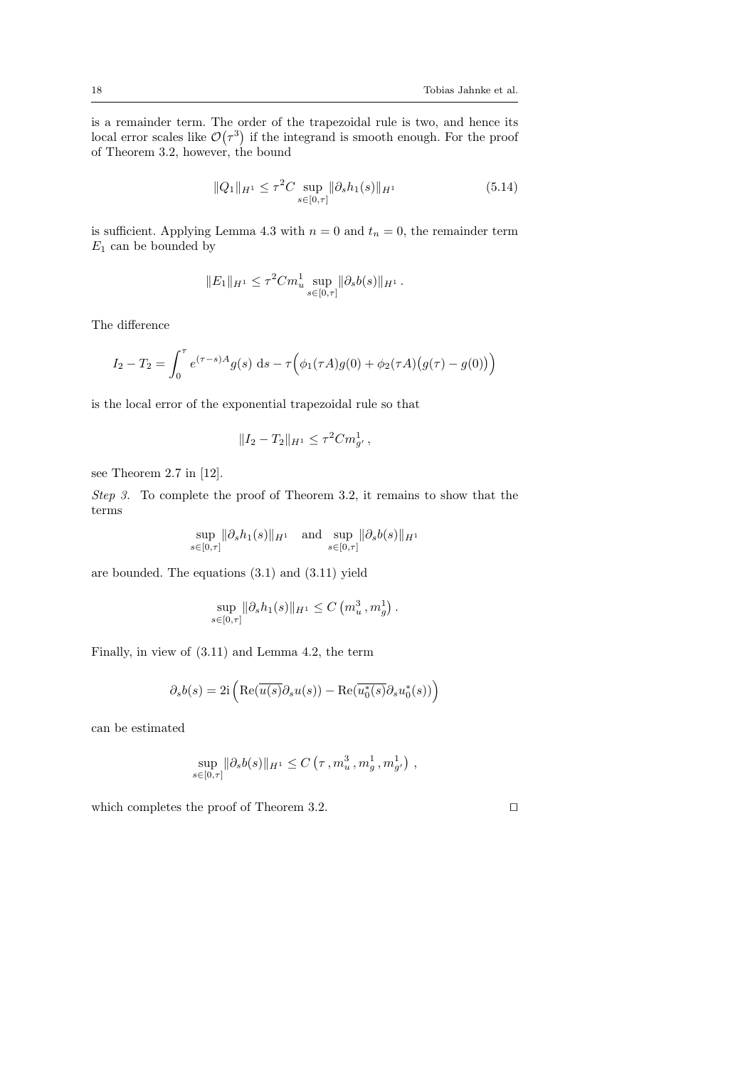is a remainder term. The order of the trapezoidal rule is two, and hence its local error scales like $\mathcal{O}(\tau^3)$ if the integrand is smooth enough. For the proof of Theorem 3.2, however, the bound

$$\|Q_1\|_{H^1} \leq \tau^2 C \sup_{s\in[0,\tau]} \|\partial_s h_1(s)\|_{H^1} \tag{5.14}$$

is sufficient. Applying Lemma 4.3 with $n = 0$ and $t_n = 0$, the remainder term $E_1$ can be bounded by

$$\|E_1\|_{H^1} \leq \tau^2 C m_u^1 \sup_{s\in[0,\tau]} \|\partial_s b(s)\|_{H^1} .$$

The difference

$$I_2 - T_2 = \int_0^\tau e^{(\tau-s)A} g(s) \, \mathrm{d}s - \tau\Big(\phi_1(\tau A) g(0) + \phi_2(\tau A)\big(g(\tau) - g(0)\big)\Big)$$

is the local error of the exponential trapezoidal rule so that

$$\|I_2 - T_2\|_{H^1} \leq \tau^2 C m_{g'}^1 ,$$

see Theorem 2.7 in [12].

*Step 3.* To complete the proof of Theorem 3.2, it remains to show that the terms

$$\sup_{s\in[0,\tau]} \|\partial_s h_1(s)\|_{H^1} \quad \text{and} \quad \sup_{s\in[0,\tau]} \|\partial_s b(s)\|_{H^1}$$

are bounded. The equations (3.1) and (3.11) yield

$$\sup_{s\in[0,\tau]} \|\partial_s h_1(s)\|_{H^1} \leq C\left(m_u^3 , m_g^1\right) .$$

Finally, in view of (3.11) and Lemma 4.2, the term

$$\partial_s b(s) = 2\mathrm{i}\left(\mathrm{Re}(\overline{u(s)}\partial_s u(s)) - \mathrm{Re}(\overline{u_0^*(s)}\partial_s u_0^*(s))\right)$$

can be estimated

$$\sup_{s\in[0,\tau]} \|\partial_s b(s)\|_{H^1} \leq C\left(\tau , m_u^3 , m_g^1 , m_{g'}^1\right) ,$$

which completes the proof of Theorem 3.2. $\square$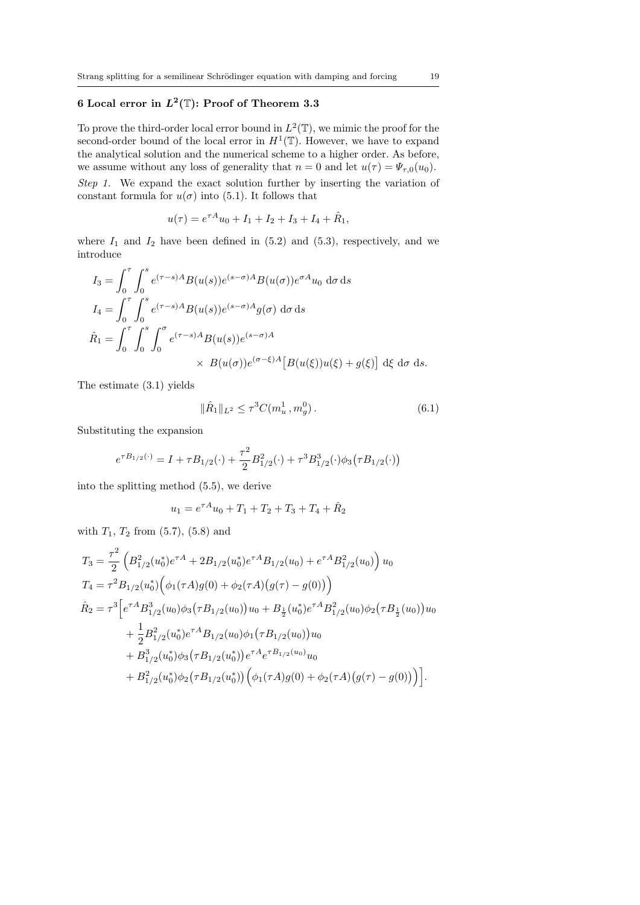## 6 Local error in $L^2(\mathbb{T})$: Proof of Theorem 3.3

To prove the third-order local error bound in $L^2(\mathbb{T})$, we mimic the proof for the second-order bound of the local error in $H^1(\mathbb{T})$. However, we have to expand the analytical solution and the numerical scheme to a higher order. As before, we assume without any loss of generality that $n = 0$ and let $u(\tau) = \Psi_{\tau,0}(u_0)$.

*Step 1.* We expand the exact solution further by inserting the variation of constant formula for $u(\sigma)$ into (5.1). It follows that

$$u(\tau) = e^{\tau A} u_0 + I_1 + I_2 + I_3 + I_4 + \hat{R}_1,$$

where $I_1$ and $I_2$ have been defined in (5.2) and (5.3), respectively, and we introduce

$$\begin{aligned}
I_3 &= \int_0^\tau \int_0^s e^{(\tau-s)A} B(u(s)) e^{(s-\sigma)A} B(u(\sigma)) e^{\sigma A} u_0 \, \mathrm{d}\sigma \, \mathrm{d}s \\
I_4 &= \int_0^\tau \int_0^s e^{(\tau-s)A} B(u(s)) e^{(s-\sigma)A} g(\sigma) \, \mathrm{d}\sigma \, \mathrm{d}s \\
\hat{R}_1 &= \int_0^\tau \int_0^s \int_0^\sigma e^{(\tau-s)A} B(u(s)) e^{(s-\sigma)A} \\
&\qquad \times \; B(u(\sigma)) e^{(\sigma-\xi)A} \big[ B(u(\xi)) u(\xi) + g(\xi) \big] \, \mathrm{d}\xi \, \mathrm{d}\sigma \, \mathrm{d}s.
\end{aligned}$$

The estimate (3.1) yields

$$\|\hat{R}_1\|_{L^2} \leq \tau^3 C(m_u^1, m_g^0) \,. \tag{6.1}$$

Substituting the expansion

$$e^{\tau B_{1/2}(\cdot)} = I + \tau B_{1/2}(\cdot) + \frac{\tau^2}{2} B_{1/2}^2(\cdot) + \tau^3 B_{1/2}^3(\cdot) \phi_3\big(\tau B_{1/2}(\cdot)\big)$$

into the splitting method (5.5), we derive

$$u_1 = e^{\tau A} u_0 + T_1 + T_2 + T_3 + T_4 + \hat{R}_2$$

with $T_1$, $T_2$ from (5.7), (5.8) and

$$\begin{aligned}
T_3 &= \frac{\tau^2}{2} \Big( B_{1/2}^2(u_0^*) e^{\tau A} + 2 B_{1/2}(u_0^*) e^{\tau A} B_{1/2}(u_0) + e^{\tau A} B_{1/2}^2(u_0) \Big) u_0 \\
T_4 &= \tau^2 B_{1/2}(u_0^*) \Big( \phi_1(\tau A) g(0) + \phi_2(\tau A) \big( g(\tau) - g(0) \big) \Big) \\
\hat{R}_2 &= \tau^3 \Big[ e^{\tau A} B_{1/2}^3(u_0) \phi_3\big(\tau B_{1/2}(u_0)\big) u_0 + B_{\frac{1}{2}}(u_0^*) e^{\tau A} B_{1/2}^2(u_0) \phi_2\big(\tau B_{\frac{1}{2}}(u_0)\big) u_0 \\
&\quad + \frac{1}{2} B_{1/2}^2(u_0^*) e^{\tau A} B_{1/2}(u_0) \phi_1\big(\tau B_{1/2}(u_0)\big) u_0 \\
&\quad + B_{1/2}^3(u_0^*) \phi_3\big(\tau B_{1/2}(u_0^*)\big) e^{\tau A} e^{\tau B_{1/2}(u_0)} u_0 \\
&\quad + B_{1/2}^2(u_0^*) \phi_2\big(\tau B_{1/2}(u_0^*)\big) \Big( \phi_1(\tau A) g(0) + \phi_2(\tau A) \big( g(\tau) - g(0) \big) \Big) \Big].
\end{aligned}$$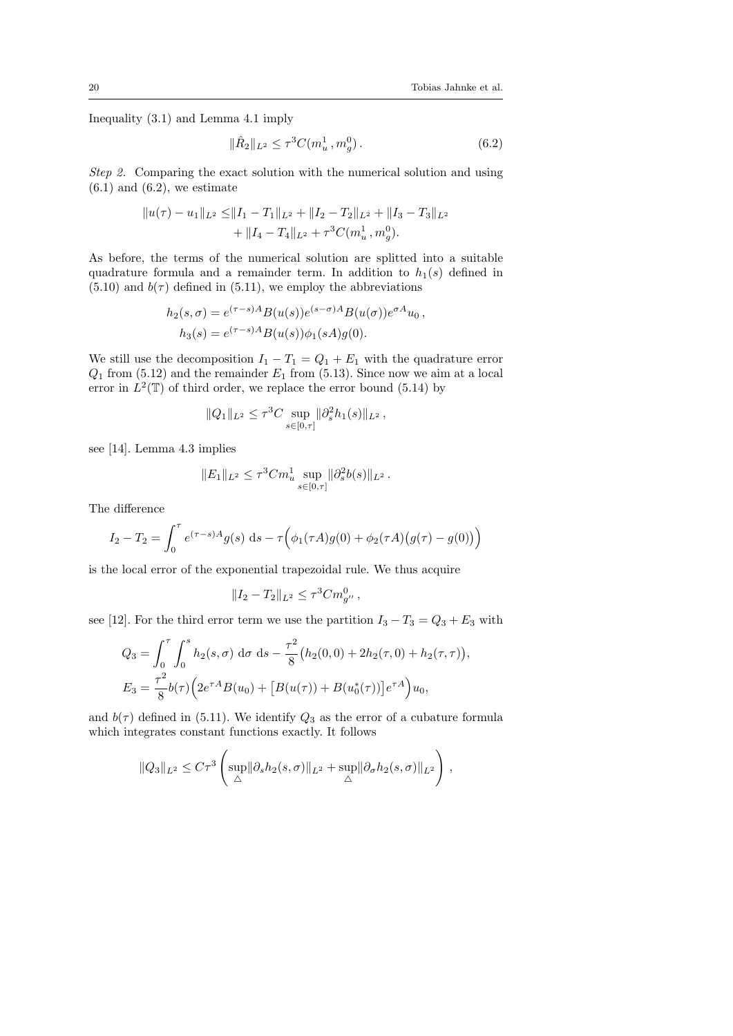Inequality (3.1) and Lemma 4.1 imply

$$\|\hat{R}_2\|_{L^2} \leq \tau^3 C(m_u^1, m_g^0). \tag{6.2}$$

*Step 2.* Comparing the exact solution with the numerical solution and using (6.1) and (6.2), we estimate

$$\begin{aligned}\|u(\tau) - u_1\|_{L^2} \leq &\|I_1 - T_1\|_{L^2} + \|I_2 - T_2\|_{L^2} + \|I_3 - T_3\|_{L^2} \\ &+ \|I_4 - T_4\|_{L^2} + \tau^3 C(m_u^1, m_g^0).\end{aligned}$$

As before, the terms of the numerical solution are splitted into a suitable quadrature formula and a remainder term. In addition to $h_1(s)$ defined in (5.10) and $b(\tau)$ defined in (5.11), we employ the abbreviations

$$\begin{aligned}h_2(s,\sigma) &= e^{(\tau-s)A} B(u(s)) e^{(s-\sigma)A} B(u(\sigma)) e^{\sigma A} u_0\,, \\ h_3(s) &= e^{(\tau-s)A} B(u(s)) \phi_1(sA) g(0).\end{aligned}$$

We still use the decomposition $I_1 - T_1 = Q_1 + E_1$ with the quadrature error $Q_1$ from (5.12) and the remainder $E_1$ from (5.13). Since now we aim at a local error in $L^2(\mathbb{T})$ of third order, we replace the error bound (5.14) by

$$\|Q_1\|_{L^2} \leq \tau^3 C \sup_{s\in[0,\tau]} \|\partial_s^2 h_1(s)\|_{L^2}\,,$$

see [14]. Lemma 4.3 implies

$$\|E_1\|_{L^2} \leq \tau^3 C m_u^1 \sup_{s\in[0,\tau]} \|\partial_s^2 b(s)\|_{L^2}\,.$$

The difference

$$I_2 - T_2 = \int_0^\tau e^{(\tau-s)A} g(s)\ \mathrm{d}s - \tau\Big(\phi_1(\tau A) g(0) + \phi_2(\tau A)\big(g(\tau) - g(0)\big)\Big)$$

is the local error of the exponential trapezoidal rule. We thus acquire

$$\|I_2 - T_2\|_{L^2} \leq \tau^3 C m_{g''}^0\,,$$

see [12]. For the third error term we use the partition $I_3 - T_3 = Q_3 + E_3$ with

$$\begin{aligned}Q_3 &= \int_0^\tau \int_0^s h_2(s,\sigma)\ \mathrm{d}\sigma\ \mathrm{d}s - \frac{\tau^2}{8}\big(h_2(0,0) + 2h_2(\tau,0) + h_2(\tau,\tau)\big), \\ E_3 &= \frac{\tau^2}{8} b(\tau)\Big(2e^{\tau A} B(u_0) + \big[B(u(\tau)) + B(u_0^*(\tau))\big] e^{\tau A}\Big) u_0,\end{aligned}$$

and $b(\tau)$ defined in (5.11). We identify $Q_3$ as the error of a cubature formula which integrates constant functions exactly. It follows

$$\|Q_3\|_{L^2} \leq C\tau^3 \left(\sup_{\triangle} \|\partial_s h_2(s,\sigma)\|_{L^2} + \sup_{\triangle} \|\partial_\sigma h_2(s,\sigma)\|_{L^2}\right)\,,$$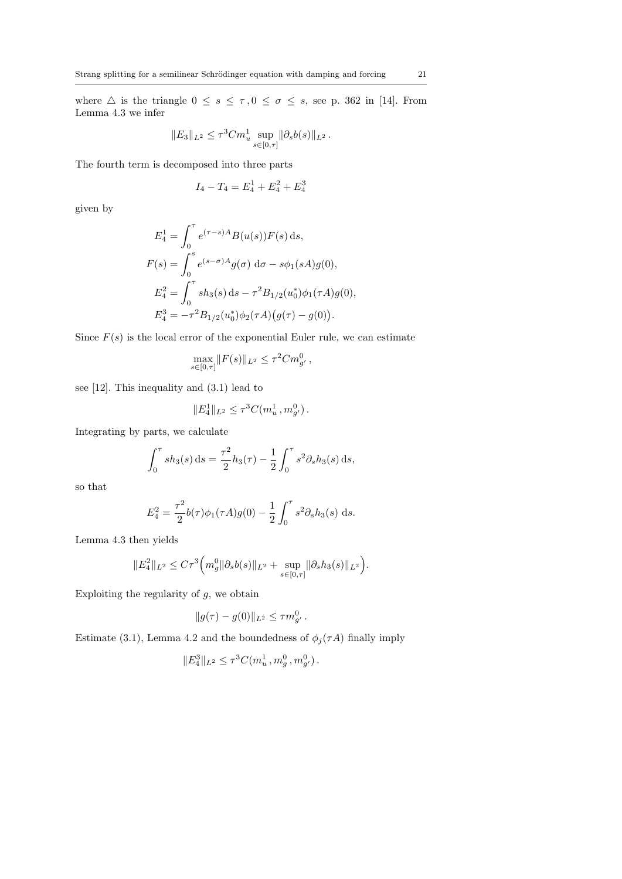where $\triangle$ is the triangle $0 \leq s \leq \tau, 0 \leq \sigma \leq s$, see p. 362 in [14]. From Lemma 4.3 we infer

$$\|E_3\|_{L^2} \leq \tau^3 C m_u^1 \sup_{s\in[0,\tau]} \|\partial_s b(s)\|_{L^2}.$$

The fourth term is decomposed into three parts

$$I_4 - T_4 = E_4^1 + E_4^2 + E_4^3$$

given by

$$
\begin{aligned}
E_4^1 &= \int_0^\tau e^{(\tau-s)A} B(u(s)) F(s)\, \mathrm{d}s, \\
F(s) &= \int_0^s e^{(s-\sigma)A} g(\sigma)\, \mathrm{d}\sigma - s\phi_1(sA) g(0), \\
E_4^2 &= \int_0^\tau s h_3(s)\, \mathrm{d}s - \tau^2 B_{1/2}(u_0^*) \phi_1(\tau A) g(0), \\
E_4^3 &= -\tau^2 B_{1/2}(u_0^*) \phi_2(\tau A) \big(g(\tau) - g(0)\big).
\end{aligned}
$$

Since $F(s)$ is the local error of the exponential Euler rule, we can estimate

$$\max_{s\in[0,\tau]} \|F(s)\|_{L^2} \leq \tau^2 C m_{g'}^0,$$

see [12]. This inequality and (3.1) lead to

$$\|E_4^1\|_{L^2} \leq \tau^3 C(m_u^1, m_{g'}^0).$$

Integrating by parts, we calculate

$$\int_0^\tau s h_3(s)\, \mathrm{d}s = \frac{\tau^2}{2} h_3(\tau) - \frac{1}{2}\int_0^\tau s^2 \partial_s h_3(s)\, \mathrm{d}s,$$

so that

$$E_4^2 = \frac{\tau^2}{2} b(\tau) \phi_1(\tau A) g(0) - \frac{1}{2}\int_0^\tau s^2 \partial_s h_3(s)\, \mathrm{d}s.$$

Lemma 4.3 then yields

$$\|E_4^2\|_{L^2} \leq C\tau^3 \Big( m_g^0 \|\partial_s b(s)\|_{L^2} + \sup_{s\in[0,\tau]} \|\partial_s h_3(s)\|_{L^2} \Big).$$

Exploiting the regularity of $g$, we obtain

$$\|g(\tau) - g(0)\|_{L^2} \leq \tau m_{g'}^0.$$

Estimate (3.1), Lemma 4.2 and the boundedness of $\phi_j(\tau A)$ finally imply

$$\|E_4^3\|_{L^2} \leq \tau^3 C(m_u^1, m_g^0, m_{g'}^0).$$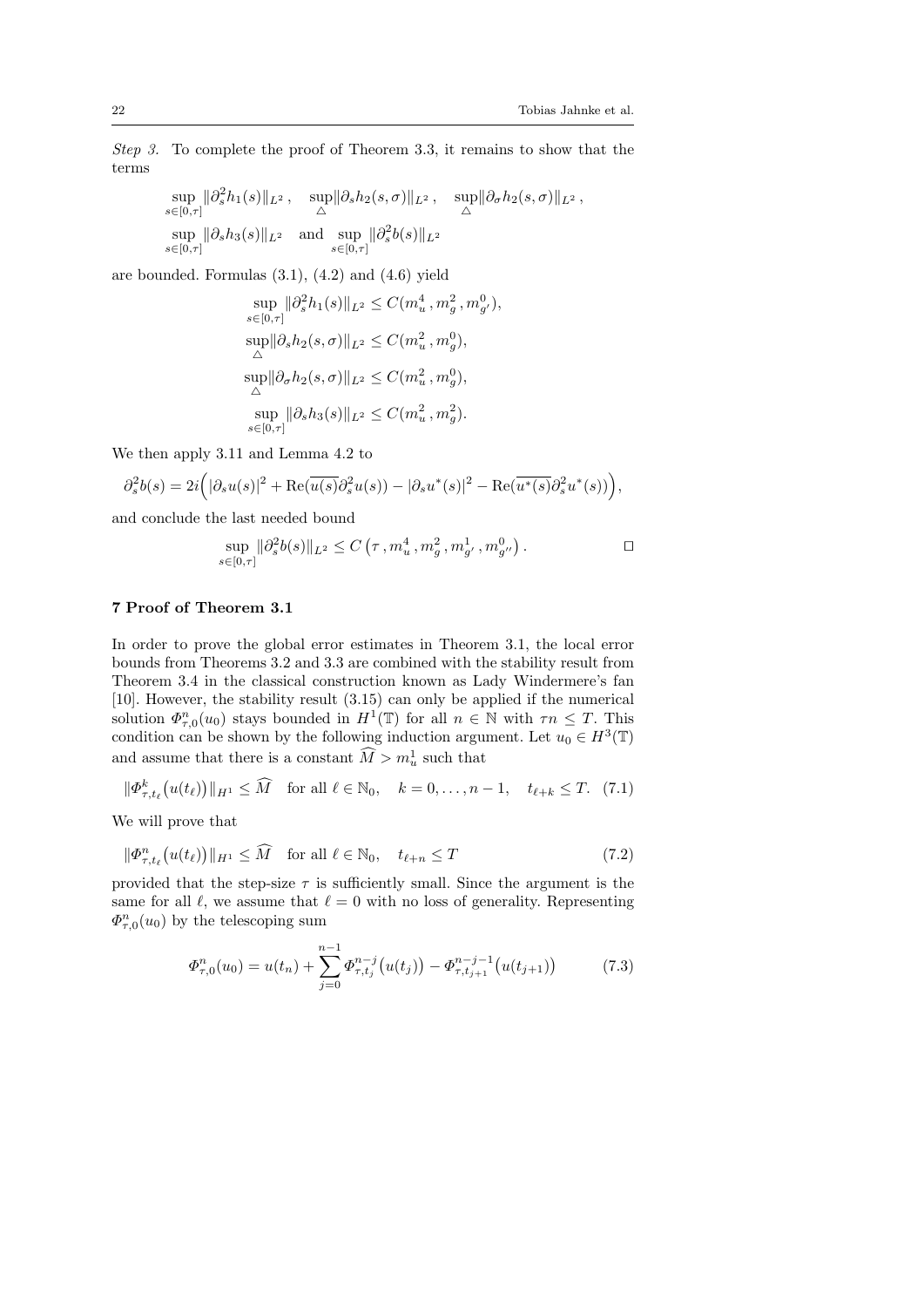*Step 3.* To complete the proof of Theorem 3.3, it remains to show that the terms

$$\sup_{s\in[0,\tau]} \|\partial_s^2 h_1(s)\|_{L^2}\,, \quad \sup_{\triangle} \|\partial_s h_2(s,\sigma)\|_{L^2}\,, \quad \sup_{\triangle} \|\partial_\sigma h_2(s,\sigma)\|_{L^2}\,,$$
$$\sup_{s\in[0,\tau]} \|\partial_s h_3(s)\|_{L^2} \quad \text{and} \quad \sup_{s\in[0,\tau]} \|\partial_s^2 b(s)\|_{L^2}$$

are bounded. Formulas (3.1), (4.2) and (4.6) yield

$$\begin{aligned}
\sup_{s\in[0,\tau]} \|\partial_s^2 h_1(s)\|_{L^2} &\le C(m_u^4\,, m_g^2\,, m_{g'}^0),\\
\sup_{\triangle} \|\partial_s h_2(s,\sigma)\|_{L^2} &\le C(m_u^2\,, m_g^0),\\
\sup_{\triangle} \|\partial_\sigma h_2(s,\sigma)\|_{L^2} &\le C(m_u^2\,, m_g^0),\\
\sup_{s\in[0,\tau]} \|\partial_s h_3(s)\|_{L^2} &\le C(m_u^2\,, m_g^2).
\end{aligned}$$

We then apply 3.11 and Lemma 4.2 to

$$\partial_s^2 b(s) = 2i\Big( |\partial_s u(s)|^2 + \mathrm{Re}(\overline{u(s)}\partial_s^2 u(s)) - |\partial_s u^*(s)|^2 - \mathrm{Re}(\overline{u^*(s)}\partial_s^2 u^*(s))\Big),$$

and conclude the last needed bound

$$\sup_{s\in[0,\tau]} \|\partial_s^2 b(s)\|_{L^2} \le C\left(\tau\,, m_u^4\,, m_g^2\,, m_{g'}^1\,, m_{g''}^0\right). \qquad \square$$

## 7 Proof of Theorem 3.1

In order to prove the global error estimates in Theorem 3.1, the local error bounds from Theorems 3.2 and 3.3 are combined with the stability result from Theorem 3.4 in the classical construction known as Lady Windermere's fan [10]. However, the stability result (3.15) can only be applied if the numerical solution $\Phi_{\tau,0}^n(u_0)$ stays bounded in $H^1(\mathbb{T})$ for all $n \in \mathbb{N}$ with $\tau n \le T$. This condition can be shown by the following induction argument. Let $u_0 \in H^3(\mathbb{T})$ and assume that there is a constant $\widehat{M} > m_u^1$ such that

$$\|\Phi_{\tau,t_\ell}^k\big(u(t_\ell)\big)\|_{H^1} \le \widehat{M} \quad \text{for all } \ell \in \mathbb{N}_0, \quad k = 0,\dots,n-1, \quad t_{\ell+k} \le T. \quad (7.1)$$

We will prove that

$$\|\Phi_{\tau,t_\ell}^n\big(u(t_\ell)\big)\|_{H^1} \le \widehat{M} \quad \text{for all } \ell \in \mathbb{N}_0, \quad t_{\ell+n} \le T \qquad (7.2)$$

provided that the step-size $\tau$ is sufficiently small. Since the argument is the same for all $\ell$, we assume that $\ell = 0$ with no loss of generality. Representing $\Phi_{\tau,0}^n(u_0)$ by the telescoping sum

$$\Phi_{\tau,0}^n(u_0) = u(t_n) + \sum_{j=0}^{n-1} \Phi_{\tau,t_j}^{n-j}\big(u(t_j)\big) - \Phi_{\tau,t_{j+1}}^{n-j-1}\big(u(t_{j+1})\big) \qquad (7.3)$$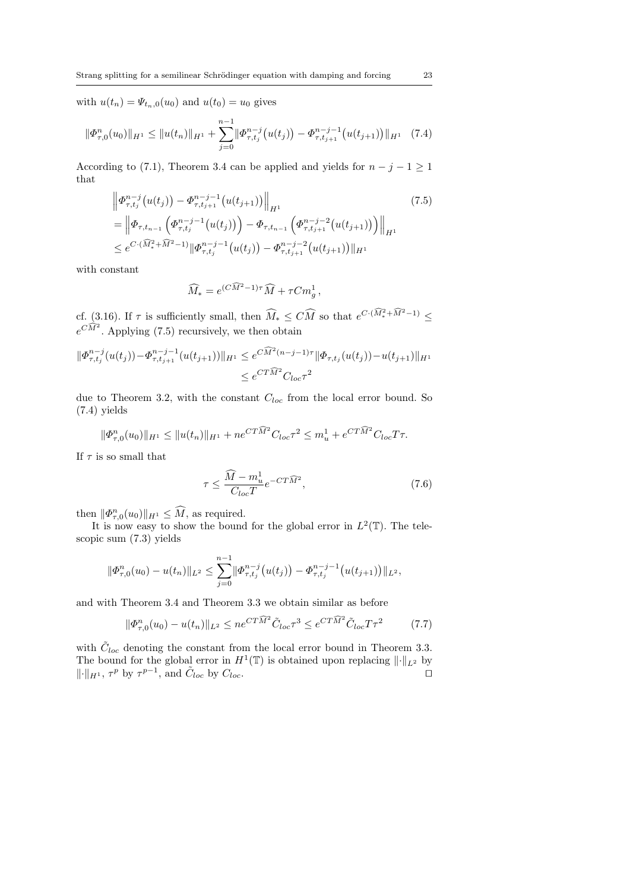with $u(t_n) = \Psi_{t_n,0}(u_0)$ and $u(t_0) = u_0$ gives

$$\|\Phi^n_{\tau,0}(u_0)\|_{H^1} \le \|u(t_n)\|_{H^1} + \sum_{j=0}^{n-1} \|\Phi^{n-j}_{\tau,t_j}\big(u(t_j)\big) - \Phi^{n-j-1}_{\tau,t_{j+1}}\big(u(t_{j+1})\big)\|_{H^1} \quad (7.4)$$

According to (7.1), Theorem 3.4 can be applied and yields for $n-j-1 \ge 1$ that

$$\begin{aligned}
&\Big\|\Phi^{n-j}_{\tau,t_j}\big(u(t_j)\big) - \Phi^{n-j-1}_{\tau,t_{j+1}}\big(u(t_{j+1})\big)\Big\|_{H^1} \qquad (7.5)\\
&= \Big\|\Phi_{\tau,t_{n-1}}\Big(\Phi^{n-j-1}_{\tau,t_j}\big(u(t_j)\big)\Big) - \Phi_{\tau,t_{n-1}}\Big(\Phi^{n-j-2}_{\tau,t_{j+1}}\big(u(t_{j+1})\big)\Big)\Big\|_{H^1}\\
&\le e^{C\cdot(\widehat{M}_*^2+\widehat{M}^2-1)}\|\Phi^{n-j-1}_{\tau,t_j}\big(u(t_j)\big) - \Phi^{n-j-2}_{\tau,t_{j+1}}\big(u(t_{j+1})\big)\|_{H^1}
\end{aligned}$$

with constant

$$\widehat{M}_* = e^{(C\widehat{M}^2-1)\tau}\widehat{M} + \tau C m_g^1\,,$$

cf. (3.16). If $\tau$ is sufficiently small, then $\widehat{M}_* \le C\widehat{M}$ so that $e^{C\cdot(\widehat{M}_*^2+\widehat{M}^2-1)} \le e^{C\widehat{M}^2}$. Applying (7.5) recursively, we then obtain

$$\begin{aligned}
\|\Phi^{n-j}_{\tau,t_j}(u(t_j)) - \Phi^{n-j-1}_{\tau,t_{j+1}}(u(t_{j+1}))\|_{H^1} &\le e^{C\widehat{M}^2(n-j-1)\tau}\|\Phi_{\tau,t_j}(u(t_j)) - u(t_{j+1})\|_{H^1}\\
&\le e^{CT\widehat{M}^2}C_{loc}\tau^2
\end{aligned}$$

due to Theorem 3.2, with the constant $C_{loc}$ from the local error bound. So (7.4) yields

$$\|\Phi^n_{\tau,0}(u_0)\|_{H^1} \le \|u(t_n)\|_{H^1} + ne^{CT\widehat{M}^2}C_{loc}\tau^2 \le m_u^1 + e^{CT\widehat{M}^2}C_{loc}T\tau.$$

If $\tau$ is so small that

$$\tau \le \frac{\widehat{M} - m_u^1}{C_{loc}T}e^{-CT\widehat{M}^2}, \qquad (7.6)$$

then $\|\Phi^n_{\tau,0}(u_0)\|_{H^1} \le \widehat{M}$, as required.

It is now easy to show the bound for the global error in $L^2(\mathbb{T})$. The telescopic sum (7.3) yields

$$\|\Phi^n_{\tau,0}(u_0) - u(t_n)\|_{L^2} \le \sum_{j=0}^{n-1} \|\Phi^{n-j}_{\tau,t_j}\big(u(t_j)\big) - \Phi^{n-j-1}_{\tau,t_j}\big(u(t_{j+1})\big)\|_{L^2},$$

and with Theorem 3.4 and Theorem 3.3 we obtain similar as before

$$\|\Phi^n_{\tau,0}(u_0) - u(t_n)\|_{L^2} \le ne^{CT\widehat{M}^2}\tilde{C}_{loc}\tau^3 \le e^{CT\widehat{M}^2}\tilde{C}_{loc}T\tau^2 \qquad (7.7)$$

with $\tilde{C}_{loc}$ denoting the constant from the local error bound in Theorem 3.3. The bound for the global error in $H^1(\mathbb{T})$ is obtained upon replacing $\|\cdot\|_{L^2}$ by $\|\cdot\|_{H^1}$, $\tau^p$ by $\tau^{p-1}$, and $\tilde{C}_{loc}$ by $C_{loc}$. □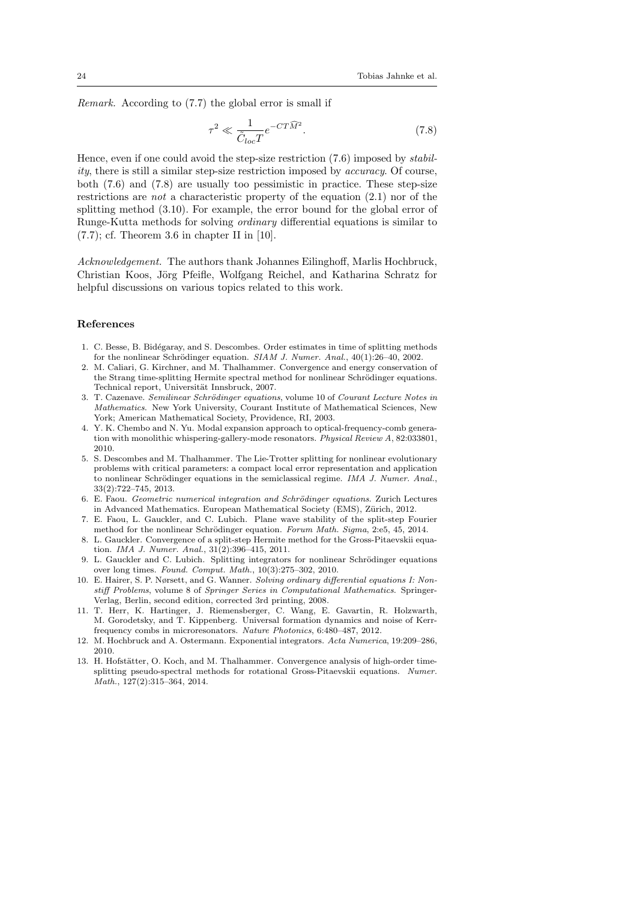*Remark.* According to (7.7) the global error is small if

$$\tau^2 \ll \frac{1}{\tilde{C}_{loc}T} e^{-CT\widehat{M}^2}. \tag{7.8}$$

Hence, even if one could avoid the step-size restriction (7.6) imposed by *stability*, there is still a similar step-size restriction imposed by *accuracy*. Of course, both (7.6) and (7.8) are usually too pessimistic in practice. These step-size restrictions are *not* a characteristic property of the equation (2.1) nor of the splitting method (3.10). For example, the error bound for the global error of Runge-Kutta methods for solving *ordinary* differential equations is similar to (7.7); cf. Theorem 3.6 in chapter II in [10].

*Acknowledgement.* The authors thank Johannes Eilinghoff, Marlis Hochbruck, Christian Koos, Jörg Pfeifle, Wolfgang Reichel, and Katharina Schratz for helpful discussions on various topics related to this work.

## References

1. C. Besse, B. Bidégaray, and S. Descombes. Order estimates in time of splitting methods for the nonlinear Schrödinger equation. *SIAM J. Numer. Anal.*, 40(1):26–40, 2002.
2. M. Caliari, G. Kirchner, and M. Thalhammer. Convergence and energy conservation of the Strang time-splitting Hermite spectral method for nonlinear Schrödinger equations. Technical report, Universität Innsbruck, 2007.
3. T. Cazenave. *Semilinear Schrödinger equations*, volume 10 of *Courant Lecture Notes in Mathematics*. New York University, Courant Institute of Mathematical Sciences, New York; American Mathematical Society, Providence, RI, 2003.
4. Y. K. Chembo and N. Yu. Modal expansion approach to optical-frequency-comb generation with monolithic whispering-gallery-mode resonators. *Physical Review A*, 82:033801, 2010.
5. S. Descombes and M. Thalhammer. The Lie-Trotter splitting for nonlinear evolutionary problems with critical parameters: a compact local error representation and application to nonlinear Schrödinger equations in the semiclassical regime. *IMA J. Numer. Anal.*, 33(2):722–745, 2013.
6. E. Faou. *Geometric numerical integration and Schrödinger equations*. Zurich Lectures in Advanced Mathematics. European Mathematical Society (EMS), Zürich, 2012.
7. E. Faou, L. Gauckler, and C. Lubich. Plane wave stability of the split-step Fourier method for the nonlinear Schrödinger equation. *Forum Math. Sigma*, 2:e5, 45, 2014.
8. L. Gauckler. Convergence of a split-step Hermite method for the Gross-Pitaevskii equation. *IMA J. Numer. Anal.*, 31(2):396–415, 2011.
9. L. Gauckler and C. Lubich. Splitting integrators for nonlinear Schrödinger equations over long times. *Found. Comput. Math.*, 10(3):275–302, 2010.
10. E. Hairer, S. P. Nørsett, and G. Wanner. *Solving ordinary differential equations I: Nonstiff Problems*, volume 8 of *Springer Series in Computational Mathematics*. Springer-Verlag, Berlin, second edition, corrected 3rd printing, 2008.
11. T. Herr, K. Hartinger, J. Riemensberger, C. Wang, E. Gavartin, R. Holzwarth, M. Gorodetsky, and T. Kippenberg. Universal formation dynamics and noise of Kerr-frequency combs in microresonators. *Nature Photonics*, 6:480–487, 2012.
12. M. Hochbruck and A. Ostermann. Exponential integrators. *Acta Numerica*, 19:209–286, 2010.
13. H. Hofstätter, O. Koch, and M. Thalhammer. Convergence analysis of high-order time-splitting pseudo-spectral methods for rotational Gross-Pitaevskii equations. *Numer. Math.*, 127(2):315–364, 2014.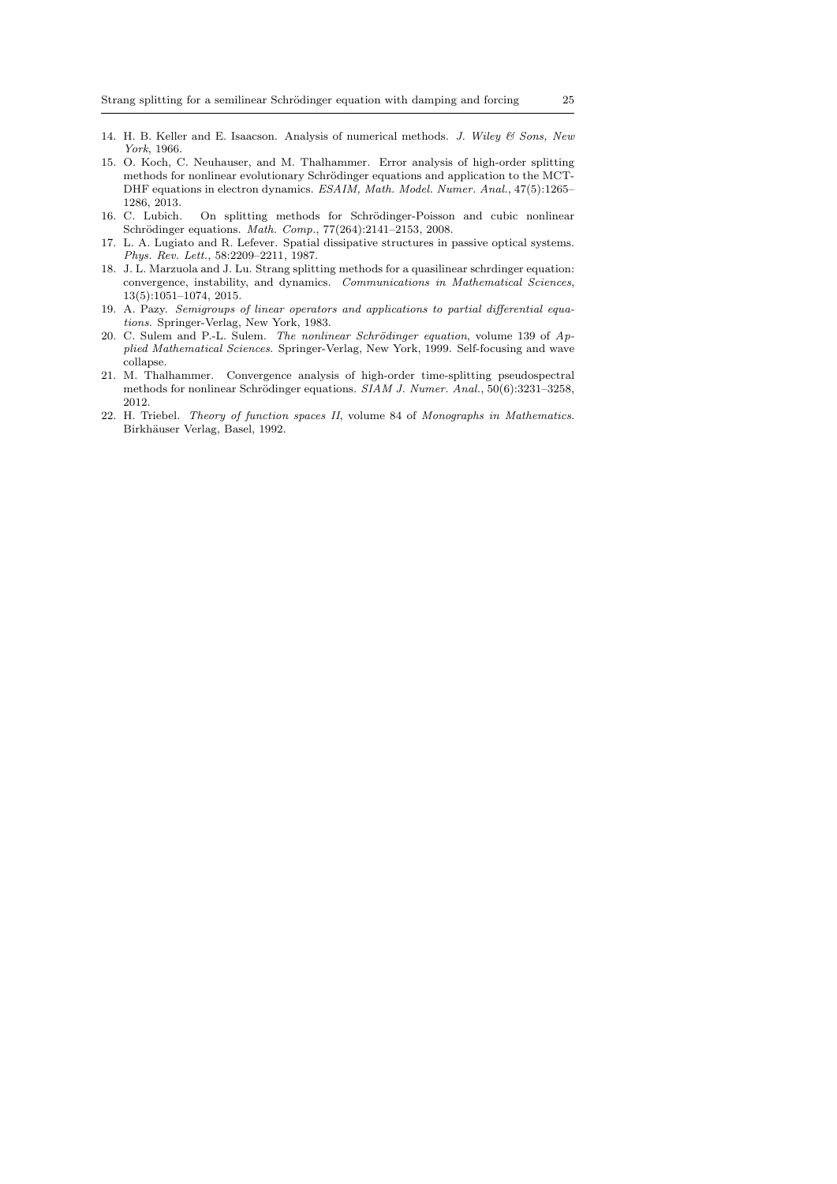14. H. B. Keller and E. Isaacson. Analysis of numerical methods. *J. Wiley & Sons, New York*, 1966.
15. O. Koch, C. Neuhauser, and M. Thalhammer. Error analysis of high-order splitting methods for nonlinear evolutionary Schrödinger equations and application to the MCT-DHF equations in electron dynamics. *ESAIM, Math. Model. Numer. Anal.*, 47(5):1265–1286, 2013.
16. C. Lubich. On splitting methods for Schrödinger-Poisson and cubic nonlinear Schrödinger equations. *Math. Comp.*, 77(264):2141–2153, 2008.
17. L. A. Lugiato and R. Lefever. Spatial dissipative structures in passive optical systems. *Phys. Rev. Lett.*, 58:2209–2211, 1987.
18. J. L. Marzuola and J. Lu. Strang splitting methods for a quasilinear schrdinger equation: convergence, instability, and dynamics. *Communications in Mathematical Sciences*, 13(5):1051–1074, 2015.
19. A. Pazy. *Semigroups of linear operators and applications to partial differential equations*. Springer-Verlag, New York, 1983.
20. C. Sulem and P.-L. Sulem. *The nonlinear Schrödinger equation*, volume 139 of *Applied Mathematical Sciences*. Springer-Verlag, New York, 1999. Self-focusing and wave collapse.
21. M. Thalhammer. Convergence analysis of high-order time-splitting pseudospectral methods for nonlinear Schrödinger equations. *SIAM J. Numer. Anal.*, 50(6):3231–3258, 2012.
22. H. Triebel. *Theory of function spaces II*, volume 84 of *Monographs in Mathematics*. Birkhäuser Verlag, Basel, 1992.